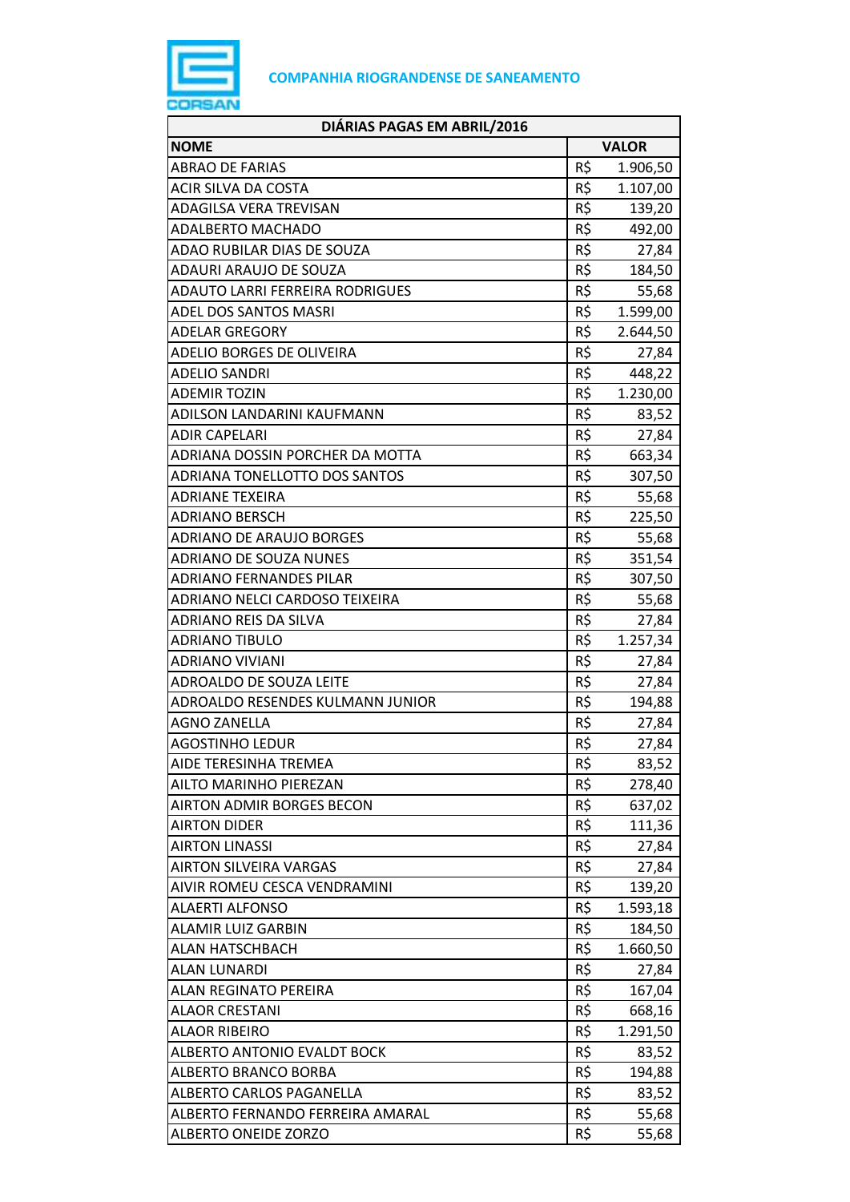**COMPANHIA RIOGRANDENSE DE SANEAMENTO**

| DIÁRIAS PAGAS EM ABRIL/2016 | |
|---|---|
| **NOME** | **VALOR** |
| ABRAO DE FARIAS | R$ 1.906,50 |
| ACIR SILVA DA COSTA | R$ 1.107,00 |
| ADAGILSA VERA TREVISAN | R$ 139,20 |
| ADALBERTO MACHADO | R$ 492,00 |
| ADAO RUBILAR DIAS DE SOUZA | R$ 27,84 |
| ADAURI ARAUJO DE SOUZA | R$ 184,50 |
| ADAUTO LARRI FERREIRA RODRIGUES | R$ 55,68 |
| ADEL DOS SANTOS MASRI | R$ 1.599,00 |
| ADELAR GREGORY | R$ 2.644,50 |
| ADELIO BORGES DE OLIVEIRA | R$ 27,84 |
| ADELIO SANDRI | R$ 448,22 |
| ADEMIR TOZIN | R$ 1.230,00 |
| ADILSON LANDARINI KAUFMANN | R$ 83,52 |
| ADIR CAPELARI | R$ 27,84 |
| ADRIANA DOSSIN PORCHER DA MOTTA | R$ 663,34 |
| ADRIANA TONELLOTTO DOS SANTOS | R$ 307,50 |
| ADRIANE TEXEIRA | R$ 55,68 |
| ADRIANO BERSCH | R$ 225,50 |
| ADRIANO DE ARAUJO BORGES | R$ 55,68 |
| ADRIANO DE SOUZA NUNES | R$ 351,54 |
| ADRIANO FERNANDES PILAR | R$ 307,50 |
| ADRIANO NELCI CARDOSO TEIXEIRA | R$ 55,68 |
| ADRIANO REIS DA SILVA | R$ 27,84 |
| ADRIANO TIBULO | R$ 1.257,34 |
| ADRIANO VIVIANI | R$ 27,84 |
| ADROALDO DE SOUZA LEITE | R$ 27,84 |
| ADROALDO RESENDES KULMANN JUNIOR | R$ 194,88 |
| AGNO ZANELLA | R$ 27,84 |
| AGOSTINHO LEDUR | R$ 27,84 |
| AIDE TERESINHA TREMEA | R$ 83,52 |
| AILTO MARINHO PIEREZAN | R$ 278,40 |
| AIRTON ADMIR BORGES BECON | R$ 637,02 |
| AIRTON DIDER | R$ 111,36 |
| AIRTON LINASSI | R$ 27,84 |
| AIRTON SILVEIRA VARGAS | R$ 27,84 |
| AIVIR ROMEU CESCA VENDRAMINI | R$ 139,20 |
| ALAERTI ALFONSO | R$ 1.593,18 |
| ALAMIR LUIZ GARBIN | R$ 184,50 |
| ALAN HATSCHBACH | R$ 1.660,50 |
| ALAN LUNARDI | R$ 27,84 |
| ALAN REGINATO PEREIRA | R$ 167,04 |
| ALAOR CRESTANI | R$ 668,16 |
| ALAOR RIBEIRO | R$ 1.291,50 |
| ALBERTO ANTONIO EVALDT BOCK | R$ 83,52 |
| ALBERTO BRANCO BORBA | R$ 194,88 |
| ALBERTO CARLOS PAGANELLA | R$ 83,52 |
| ALBERTO FERNANDO FERREIRA AMARAL | R$ 55,68 |
| ALBERTO ONEIDE ZORZO | R$ 55,68 |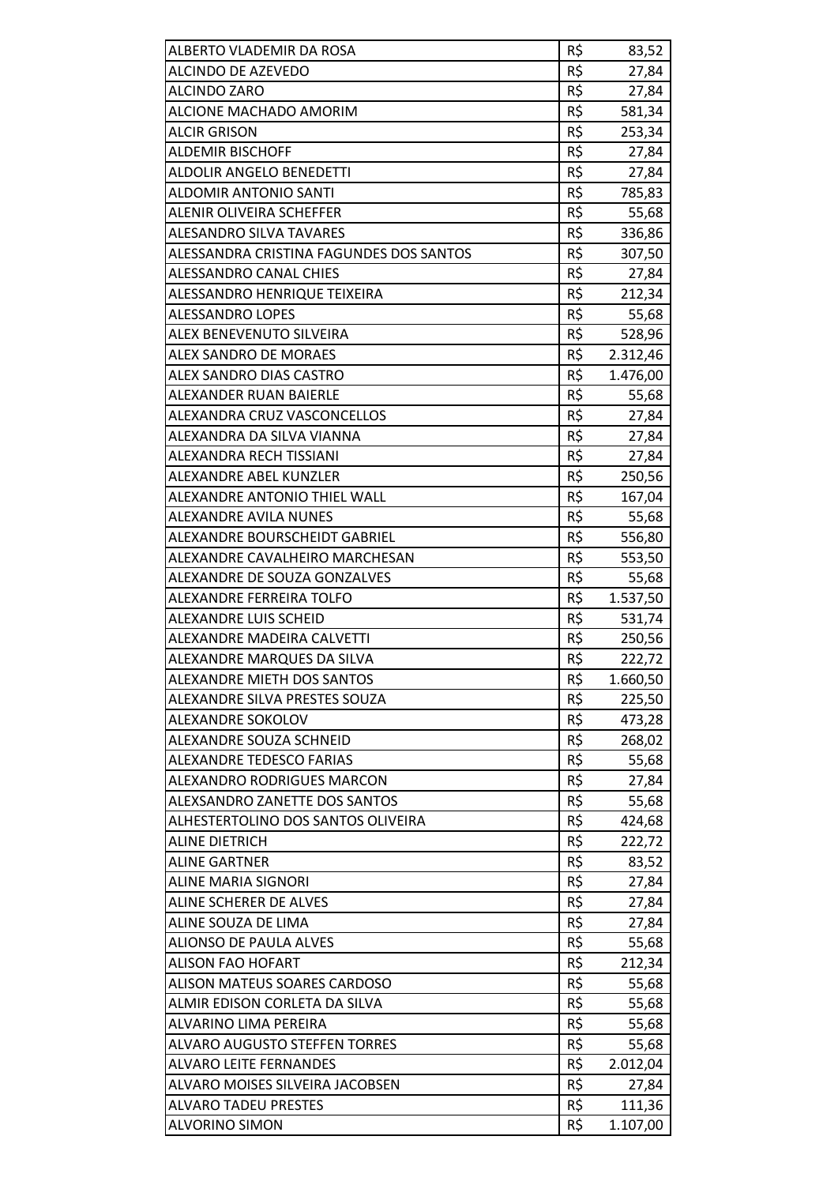| | | |
|---|---|---|
| ALBERTO VLADEMIR DA ROSA | R$ | 83,52 |
| ALCINDO DE AZEVEDO | R$ | 27,84 |
| ALCINDO ZARO | R$ | 27,84 |
| ALCIONE MACHADO AMORIM | R$ | 581,34 |
| ALCIR GRISON | R$ | 253,34 |
| ALDEMIR BISCHOFF | R$ | 27,84 |
| ALDOLIR ANGELO BENEDETTI | R$ | 27,84 |
| ALDOMIR ANTONIO SANTI | R$ | 785,83 |
| ALENIR OLIVEIRA SCHEFFER | R$ | 55,68 |
| ALESANDRO SILVA TAVARES | R$ | 336,86 |
| ALESSANDRA CRISTINA FAGUNDES DOS SANTOS | R$ | 307,50 |
| ALESSANDRO CANAL CHIES | R$ | 27,84 |
| ALESSANDRO HENRIQUE TEIXEIRA | R$ | 212,34 |
| ALESSANDRO LOPES | R$ | 55,68 |
| ALEX BENEVENUTO SILVEIRA | R$ | 528,96 |
| ALEX SANDRO DE MORAES | R$ | 2.312,46 |
| ALEX SANDRO DIAS CASTRO | R$ | 1.476,00 |
| ALEXANDER RUAN BAIERLE | R$ | 55,68 |
| ALEXANDRA CRUZ VASCONCELLOS | R$ | 27,84 |
| ALEXANDRA DA SILVA VIANNA | R$ | 27,84 |
| ALEXANDRA RECH TISSIANI | R$ | 27,84 |
| ALEXANDRE ABEL KUNZLER | R$ | 250,56 |
| ALEXANDRE ANTONIO THIEL WALL | R$ | 167,04 |
| ALEXANDRE AVILA NUNES | R$ | 55,68 |
| ALEXANDRE BOURSCHEIDT GABRIEL | R$ | 556,80 |
| ALEXANDRE CAVALHEIRO MARCHESAN | R$ | 553,50 |
| ALEXANDRE DE SOUZA GONZALVES | R$ | 55,68 |
| ALEXANDRE FERREIRA TOLFO | R$ | 1.537,50 |
| ALEXANDRE LUIS SCHEID | R$ | 531,74 |
| ALEXANDRE MADEIRA CALVETTI | R$ | 250,56 |
| ALEXANDRE MARQUES DA SILVA | R$ | 222,72 |
| ALEXANDRE MIETH DOS SANTOS | R$ | 1.660,50 |
| ALEXANDRE SILVA PRESTES SOUZA | R$ | 225,50 |
| ALEXANDRE SOKOLOV | R$ | 473,28 |
| ALEXANDRE SOUZA SCHNEID | R$ | 268,02 |
| ALEXANDRE TEDESCO FARIAS | R$ | 55,68 |
| ALEXANDRO RODRIGUES MARCON | R$ | 27,84 |
| ALEXSANDRO ZANETTE DOS SANTOS | R$ | 55,68 |
| ALHESTERTOLINO DOS SANTOS OLIVEIRA | R$ | 424,68 |
| ALINE DIETRICH | R$ | 222,72 |
| ALINE GARTNER | R$ | 83,52 |
| ALINE MARIA SIGNORI | R$ | 27,84 |
| ALINE SCHERER DE ALVES | R$ | 27,84 |
| ALINE SOUZA DE LIMA | R$ | 27,84 |
| ALIONSO DE PAULA ALVES | R$ | 55,68 |
| ALISON FAO HOFART | R$ | 212,34 |
| ALISON MATEUS SOARES CARDOSO | R$ | 55,68 |
| ALMIR EDISON CORLETA DA SILVA | R$ | 55,68 |
| ALVARINO LIMA PEREIRA | R$ | 55,68 |
| ALVARO AUGUSTO STEFFEN TORRES | R$ | 55,68 |
| ALVARO LEITE FERNANDES | R$ | 2.012,04 |
| ALVARO MOISES SILVEIRA JACOBSEN | R$ | 27,84 |
| ALVARO TADEU PRESTES | R$ | 111,36 |
| ALVORINO SIMON | R$ | 1.107,00 |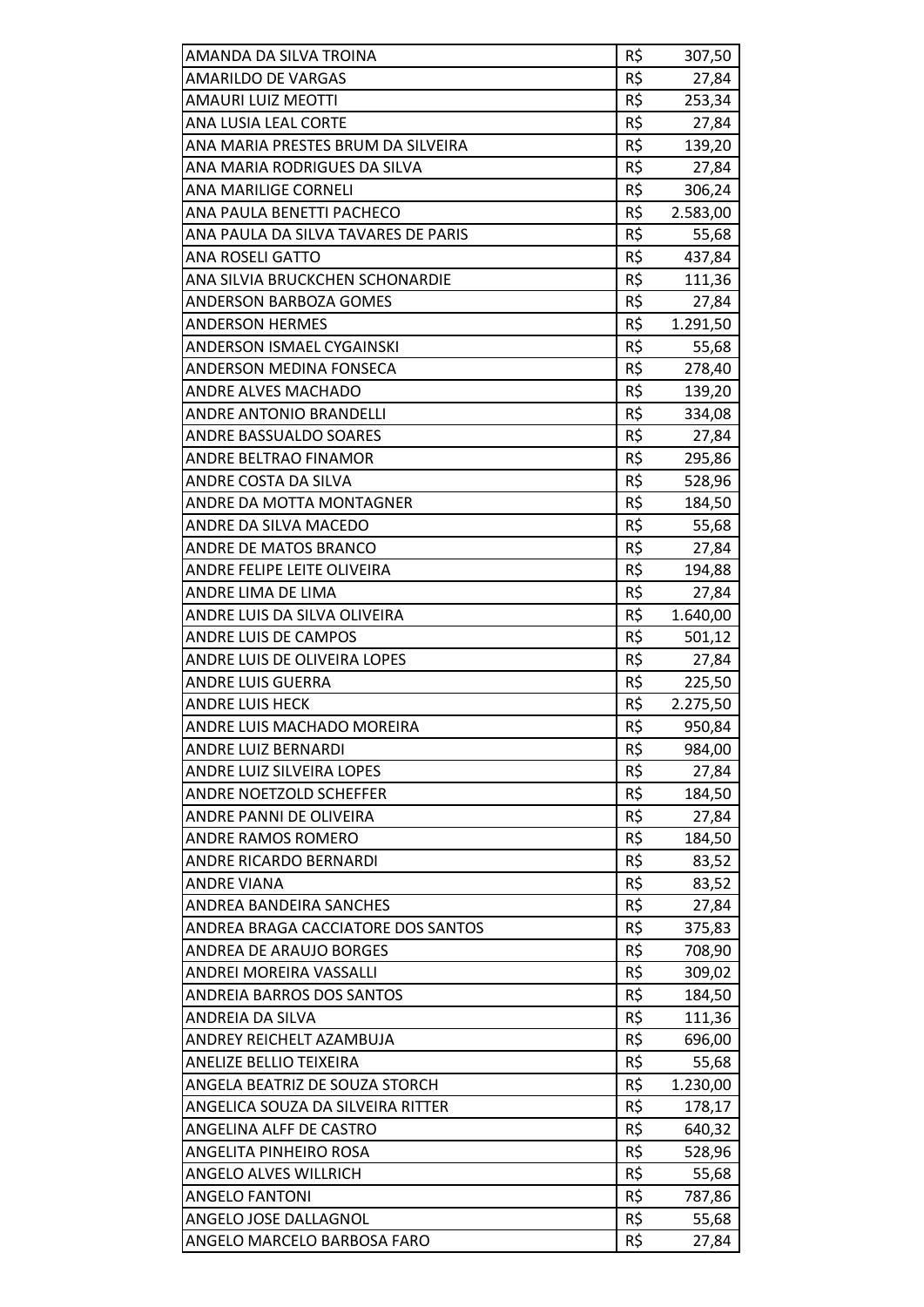| AMANDA DA SILVA TROINA | R$ | 307,50 |
|---|---|---|
| AMARILDO DE VARGAS | R$ | 27,84 |
| AMAURI LUIZ MEOTTI | R$ | 253,34 |
| ANA LUSIA LEAL CORTE | R$ | 27,84 |
| ANA MARIA PRESTES BRUM DA SILVEIRA | R$ | 139,20 |
| ANA MARIA RODRIGUES DA SILVA | R$ | 27,84 |
| ANA MARILIGE CORNELI | R$ | 306,24 |
| ANA PAULA BENETTI PACHECO | R$ | 2.583,00 |
| ANA PAULA DA SILVA TAVARES DE PARIS | R$ | 55,68 |
| ANA ROSELI GATTO | R$ | 437,84 |
| ANA SILVIA BRUCKCHEN SCHONARDIE | R$ | 111,36 |
| ANDERSON BARBOZA GOMES | R$ | 27,84 |
| ANDERSON HERMES | R$ | 1.291,50 |
| ANDERSON ISMAEL CYGAINSKI | R$ | 55,68 |
| ANDERSON MEDINA FONSECA | R$ | 278,40 |
| ANDRE ALVES MACHADO | R$ | 139,20 |
| ANDRE ANTONIO BRANDELLI | R$ | 334,08 |
| ANDRE BASSUALDO SOARES | R$ | 27,84 |
| ANDRE BELTRAO FINAMOR | R$ | 295,86 |
| ANDRE COSTA DA SILVA | R$ | 528,96 |
| ANDRE DA MOTTA MONTAGNER | R$ | 184,50 |
| ANDRE DA SILVA MACEDO | R$ | 55,68 |
| ANDRE DE MATOS BRANCO | R$ | 27,84 |
| ANDRE FELIPE LEITE OLIVEIRA | R$ | 194,88 |
| ANDRE LIMA DE LIMA | R$ | 27,84 |
| ANDRE LUIS DA SILVA OLIVEIRA | R$ | 1.640,00 |
| ANDRE LUIS DE CAMPOS | R$ | 501,12 |
| ANDRE LUIS DE OLIVEIRA LOPES | R$ | 27,84 |
| ANDRE LUIS GUERRA | R$ | 225,50 |
| ANDRE LUIS HECK | R$ | 2.275,50 |
| ANDRE LUIS MACHADO MOREIRA | R$ | 950,84 |
| ANDRE LUIZ BERNARDI | R$ | 984,00 |
| ANDRE LUIZ SILVEIRA LOPES | R$ | 27,84 |
| ANDRE NOETZOLD SCHEFFER | R$ | 184,50 |
| ANDRE PANNI DE OLIVEIRA | R$ | 27,84 |
| ANDRE RAMOS ROMERO | R$ | 184,50 |
| ANDRE RICARDO BERNARDI | R$ | 83,52 |
| ANDRE VIANA | R$ | 83,52 |
| ANDREA BANDEIRA SANCHES | R$ | 27,84 |
| ANDREA BRAGA CACCIATORE DOS SANTOS | R$ | 375,83 |
| ANDREA DE ARAUJO BORGES | R$ | 708,90 |
| ANDREI MOREIRA VASSALLI | R$ | 309,02 |
| ANDREIA BARROS DOS SANTOS | R$ | 184,50 |
| ANDREIA DA SILVA | R$ | 111,36 |
| ANDREY REICHELT AZAMBUJA | R$ | 696,00 |
| ANELIZE BELLIO TEIXEIRA | R$ | 55,68 |
| ANGELA BEATRIZ DE SOUZA STORCH | R$ | 1.230,00 |
| ANGELICA SOUZA DA SILVEIRA RITTER | R$ | 178,17 |
| ANGELINA ALFF DE CASTRO | R$ | 640,32 |
| ANGELITA PINHEIRO ROSA | R$ | 528,96 |
| ANGELO ALVES WILLRICH | R$ | 55,68 |
| ANGELO FANTONI | R$ | 787,86 |
| ANGELO JOSE DALLAGNOL | R$ | 55,68 |
| ANGELO MARCELO BARBOSA FARO | R$ | 27,84 |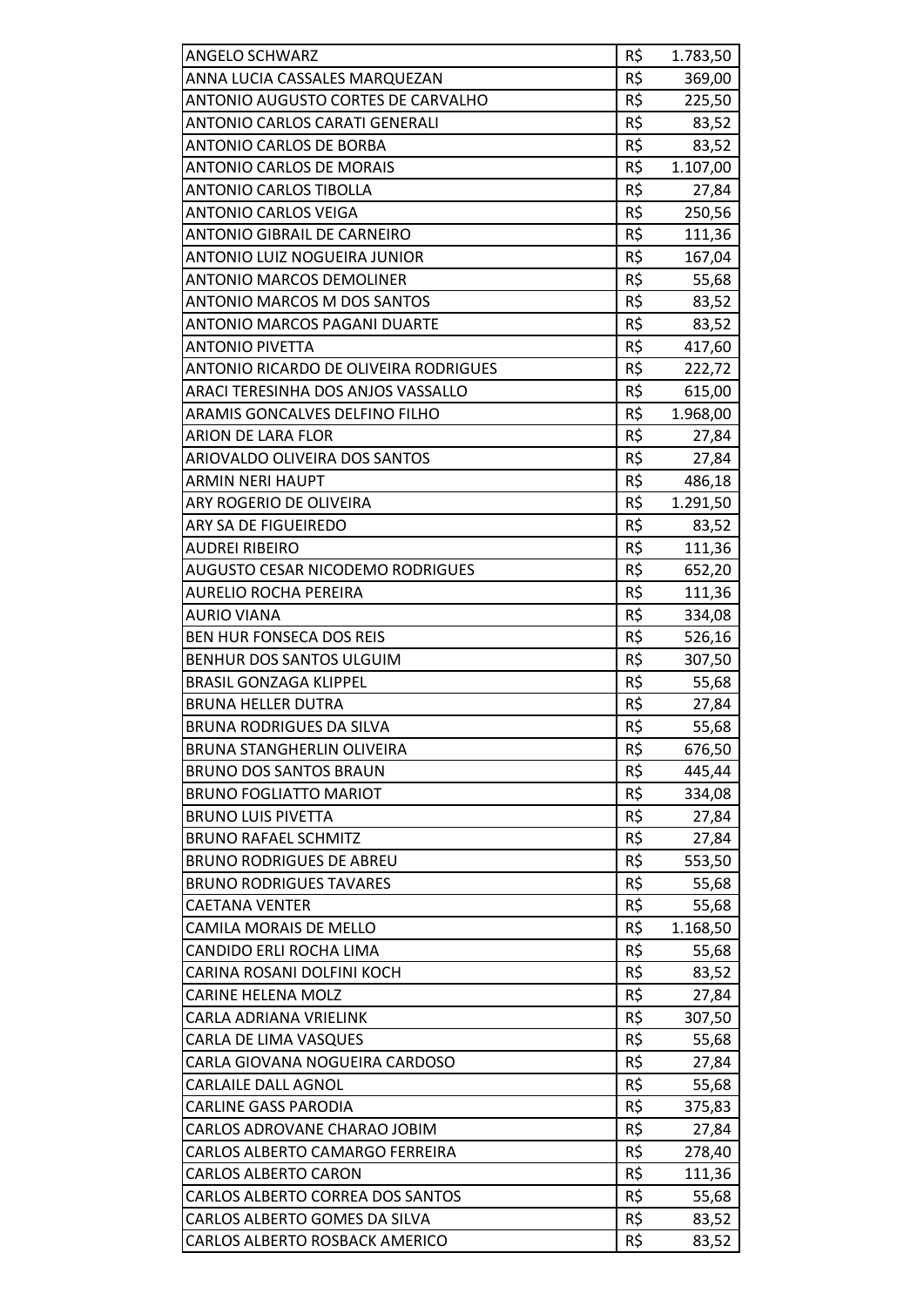| | | |
|---|---|---|
| ANGELO SCHWARZ | R$ | 1.783,50 |
| ANNA LUCIA CASSALES MARQUEZAN | R$ | 369,00 |
| ANTONIO AUGUSTO CORTES DE CARVALHO | R$ | 225,50 |
| ANTONIO CARLOS CARATI GENERALI | R$ | 83,52 |
| ANTONIO CARLOS DE BORBA | R$ | 83,52 |
| ANTONIO CARLOS DE MORAIS | R$ | 1.107,00 |
| ANTONIO CARLOS TIBOLLA | R$ | 27,84 |
| ANTONIO CARLOS VEIGA | R$ | 250,56 |
| ANTONIO GIBRAIL DE CARNEIRO | R$ | 111,36 |
| ANTONIO LUIZ NOGUEIRA JUNIOR | R$ | 167,04 |
| ANTONIO MARCOS DEMOLINER | R$ | 55,68 |
| ANTONIO MARCOS M DOS SANTOS | R$ | 83,52 |
| ANTONIO MARCOS PAGANI DUARTE | R$ | 83,52 |
| ANTONIO PIVETTA | R$ | 417,60 |
| ANTONIO RICARDO DE OLIVEIRA RODRIGUES | R$ | 222,72 |
| ARACI TERESINHA DOS ANJOS VASSALLO | R$ | 615,00 |
| ARAMIS GONCALVES DELFINO FILHO | R$ | 1.968,00 |
| ARION DE LARA FLOR | R$ | 27,84 |
| ARIOVALDO OLIVEIRA DOS SANTOS | R$ | 27,84 |
| ARMIN NERI HAUPT | R$ | 486,18 |
| ARY ROGERIO DE OLIVEIRA | R$ | 1.291,50 |
| ARY SA DE FIGUEIREDO | R$ | 83,52 |
| AUDREI RIBEIRO | R$ | 111,36 |
| AUGUSTO CESAR NICODEMO RODRIGUES | R$ | 652,20 |
| AURELIO ROCHA PEREIRA | R$ | 111,36 |
| AURIO VIANA | R$ | 334,08 |
| BEN HUR FONSECA DOS REIS | R$ | 526,16 |
| BENHUR DOS SANTOS ULGUIM | R$ | 307,50 |
| BRASIL GONZAGA KLIPPEL | R$ | 55,68 |
| BRUNA HELLER DUTRA | R$ | 27,84 |
| BRUNA RODRIGUES DA SILVA | R$ | 55,68 |
| BRUNA STANGHERLIN OLIVEIRA | R$ | 676,50 |
| BRUNO DOS SANTOS BRAUN | R$ | 445,44 |
| BRUNO FOGLIATTO MARIOT | R$ | 334,08 |
| BRUNO LUIS PIVETTA | R$ | 27,84 |
| BRUNO RAFAEL SCHMITZ | R$ | 27,84 |
| BRUNO RODRIGUES DE ABREU | R$ | 553,50 |
| BRUNO RODRIGUES TAVARES | R$ | 55,68 |
| CAETANA VENTER | R$ | 55,68 |
| CAMILA MORAIS DE MELLO | R$ | 1.168,50 |
| CANDIDO ERLI ROCHA LIMA | R$ | 55,68 |
| CARINA ROSANI DOLFINI KOCH | R$ | 83,52 |
| CARINE HELENA MOLZ | R$ | 27,84 |
| CARLA ADRIANA VRIELINK | R$ | 307,50 |
| CARLA DE LIMA VASQUES | R$ | 55,68 |
| CARLA GIOVANA NOGUEIRA CARDOSO | R$ | 27,84 |
| CARLAILE DALL AGNOL | R$ | 55,68 |
| CARLINE GASS PARODIA | R$ | 375,83 |
| CARLOS ADROVANE CHARAO JOBIM | R$ | 27,84 |
| CARLOS ALBERTO CAMARGO FERREIRA | R$ | 278,40 |
| CARLOS ALBERTO CARON | R$ | 111,36 |
| CARLOS ALBERTO CORREA DOS SANTOS | R$ | 55,68 |
| CARLOS ALBERTO GOMES DA SILVA | R$ | 83,52 |
| CARLOS ALBERTO ROSBACK AMERICO | R$ | 83,52 |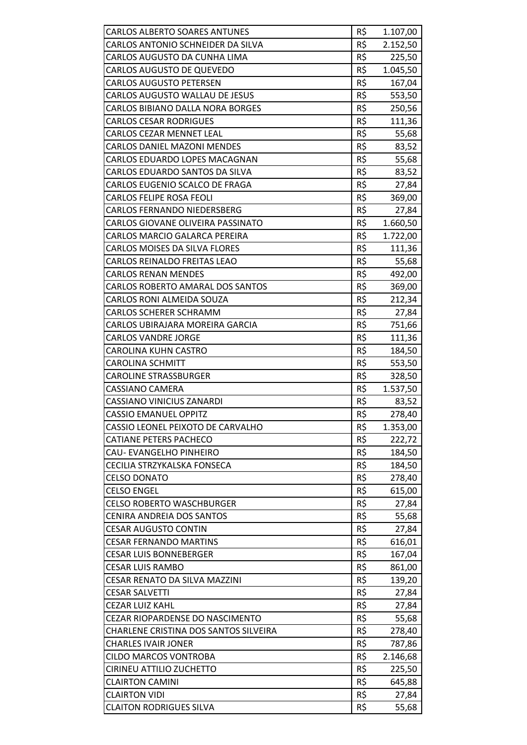| | | |
|---|---|---|
| CARLOS ALBERTO SOARES ANTUNES | R$ | 1.107,00 |
| CARLOS ANTONIO SCHNEIDER DA SILVA | R$ | 2.152,50 |
| CARLOS AUGUSTO DA CUNHA LIMA | R$ | 225,50 |
| CARLOS AUGUSTO DE QUEVEDO | R$ | 1.045,50 |
| CARLOS AUGUSTO PETERSEN | R$ | 167,04 |
| CARLOS AUGUSTO WALLAU DE JESUS | R$ | 553,50 |
| CARLOS BIBIANO DALLA NORA BORGES | R$ | 250,56 |
| CARLOS CESAR RODRIGUES | R$ | 111,36 |
| CARLOS CEZAR MENNET LEAL | R$ | 55,68 |
| CARLOS DANIEL MAZONI MENDES | R$ | 83,52 |
| CARLOS EDUARDO LOPES MACAGNAN | R$ | 55,68 |
| CARLOS EDUARDO SANTOS DA SILVA | R$ | 83,52 |
| CARLOS EUGENIO SCALCO DE FRAGA | R$ | 27,84 |
| CARLOS FELIPE ROSA FEOLI | R$ | 369,00 |
| CARLOS FERNANDO NIEDERSBERG | R$ | 27,84 |
| CARLOS GIOVANE OLIVEIRA PASSINATO | R$ | 1.660,50 |
| CARLOS MARCIO GALARCA PEREIRA | R$ | 1.722,00 |
| CARLOS MOISES DA SILVA FLORES | R$ | 111,36 |
| CARLOS REINALDO FREITAS LEAO | R$ | 55,68 |
| CARLOS RENAN MENDES | R$ | 492,00 |
| CARLOS ROBERTO AMARAL DOS SANTOS | R$ | 369,00 |
| CARLOS RONI ALMEIDA SOUZA | R$ | 212,34 |
| CARLOS SCHERER SCHRAMM | R$ | 27,84 |
| CARLOS UBIRAJARA MOREIRA GARCIA | R$ | 751,66 |
| CARLOS VANDRE JORGE | R$ | 111,36 |
| CAROLINA KUHN CASTRO | R$ | 184,50 |
| CAROLINA SCHMITT | R$ | 553,50 |
| CAROLINE STRASSBURGER | R$ | 328,50 |
| CASSIANO CAMERA | R$ | 1.537,50 |
| CASSIANO VINICIUS ZANARDI | R$ | 83,52 |
| CASSIO EMANUEL OPPITZ | R$ | 278,40 |
| CASSIO LEONEL PEIXOTO DE CARVALHO | R$ | 1.353,00 |
| CATIANE PETERS PACHECO | R$ | 222,72 |
| CAU- EVANGELHO PINHEIRO | R$ | 184,50 |
| CECILIA STRZYKALSKA FONSECA | R$ | 184,50 |
| CELSO DONATO | R$ | 278,40 |
| CELSO ENGEL | R$ | 615,00 |
| CELSO ROBERTO WASCHBURGER | R$ | 27,84 |
| CENIRA ANDREIA DOS SANTOS | R$ | 55,68 |
| CESAR AUGUSTO CONTIN | R$ | 27,84 |
| CESAR FERNANDO MARTINS | R$ | 616,01 |
| CESAR LUIS BONNEBERGER | R$ | 167,04 |
| CESAR LUIS RAMBO | R$ | 861,00 |
| CESAR RENATO DA SILVA MAZZINI | R$ | 139,20 |
| CESAR SALVETTI | R$ | 27,84 |
| CEZAR LUIZ KAHL | R$ | 27,84 |
| CEZAR RIOPARDENSE DO NASCIMENTO | R$ | 55,68 |
| CHARLENE CRISTINA DOS SANTOS SILVEIRA | R$ | 278,40 |
| CHARLES IVAIR JONER | R$ | 787,86 |
| CILDO MARCOS VONTROBA | R$ | 2.146,68 |
| CIRINEU ATTILIO ZUCHETTO | R$ | 225,50 |
| CLAIRTON CAMINI | R$ | 645,88 |
| CLAIRTON VIDI | R$ | 27,84 |
| CLAITON RODRIGUES SILVA | R$ | 55,68 |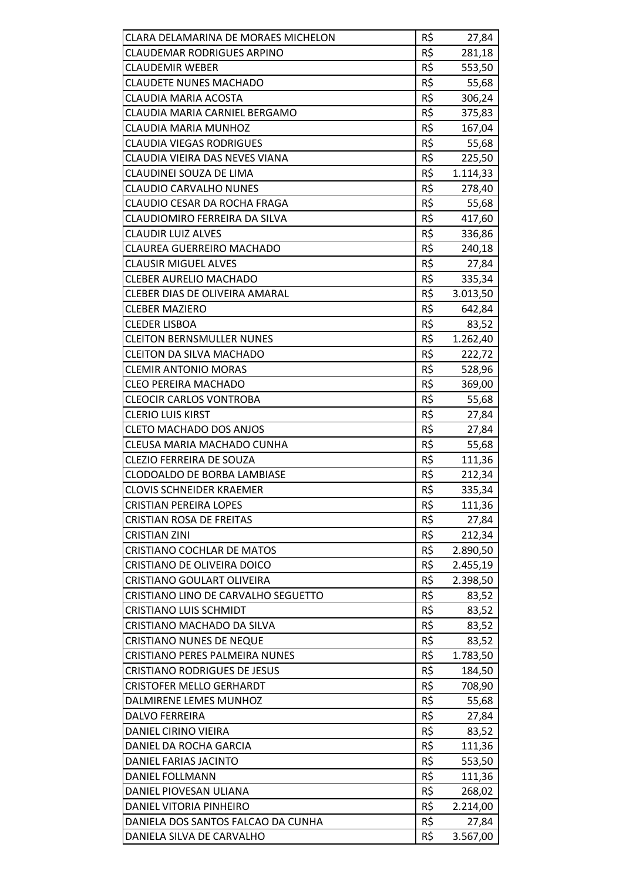| | | |
|---|---|---|
| CLARA DELAMARINA DE MORAES MICHELON | R$ | 27,84 |
| CLAUDEMAR RODRIGUES ARPINO | R$ | 281,18 |
| CLAUDEMIR WEBER | R$ | 553,50 |
| CLAUDETE NUNES MACHADO | R$ | 55,68 |
| CLAUDIA MARIA ACOSTA | R$ | 306,24 |
| CLAUDIA MARIA CARNIEL BERGAMO | R$ | 375,83 |
| CLAUDIA MARIA MUNHOZ | R$ | 167,04 |
| CLAUDIA VIEGAS RODRIGUES | R$ | 55,68 |
| CLAUDIA VIEIRA DAS NEVES VIANA | R$ | 225,50 |
| CLAUDINEI SOUZA DE LIMA | R$ | 1.114,33 |
| CLAUDIO CARVALHO NUNES | R$ | 278,40 |
| CLAUDIO CESAR DA ROCHA FRAGA | R$ | 55,68 |
| CLAUDIOMIRO FERREIRA DA SILVA | R$ | 417,60 |
| CLAUDIR LUIZ ALVES | R$ | 336,86 |
| CLAUREA GUERREIRO MACHADO | R$ | 240,18 |
| CLAUSIR MIGUEL ALVES | R$ | 27,84 |
| CLEBER AURELIO MACHADO | R$ | 335,34 |
| CLEBER DIAS DE OLIVEIRA AMARAL | R$ | 3.013,50 |
| CLEBER MAZIERO | R$ | 642,84 |
| CLEDER LISBOA | R$ | 83,52 |
| CLEITON BERNSMULLER NUNES | R$ | 1.262,40 |
| CLEITON DA SILVA MACHADO | R$ | 222,72 |
| CLEMIR ANTONIO MORAS | R$ | 528,96 |
| CLEO PEREIRA MACHADO | R$ | 369,00 |
| CLEOCIR CARLOS VONTROBA | R$ | 55,68 |
| CLERIO LUIS KIRST | R$ | 27,84 |
| CLETO MACHADO DOS ANJOS | R$ | 27,84 |
| CLEUSA MARIA MACHADO CUNHA | R$ | 55,68 |
| CLEZIO FERREIRA DE SOUZA | R$ | 111,36 |
| CLODOALDO DE BORBA LAMBIASE | R$ | 212,34 |
| CLOVIS SCHNEIDER KRAEMER | R$ | 335,34 |
| CRISTIAN PEREIRA LOPES | R$ | 111,36 |
| CRISTIAN ROSA DE FREITAS | R$ | 27,84 |
| CRISTIAN ZINI | R$ | 212,34 |
| CRISTIANO COCHLAR DE MATOS | R$ | 2.890,50 |
| CRISTIANO DE OLIVEIRA DOICO | R$ | 2.455,19 |
| CRISTIANO GOULART OLIVEIRA | R$ | 2.398,50 |
| CRISTIANO LINO DE CARVALHO SEGUETTO | R$ | 83,52 |
| CRISTIANO LUIS SCHMIDT | R$ | 83,52 |
| CRISTIANO MACHADO DA SILVA | R$ | 83,52 |
| CRISTIANO NUNES DE NEQUE | R$ | 83,52 |
| CRISTIANO PERES PALMEIRA NUNES | R$ | 1.783,50 |
| CRISTIANO RODRIGUES DE JESUS | R$ | 184,50 |
| CRISTOFER MELLO GERHARDT | R$ | 708,90 |
| DALMIRENE LEMES MUNHOZ | R$ | 55,68 |
| DALVO FERREIRA | R$ | 27,84 |
| DANIEL CIRINO VIEIRA | R$ | 83,52 |
| DANIEL DA ROCHA GARCIA | R$ | 111,36 |
| DANIEL FARIAS JACINTO | R$ | 553,50 |
| DANIEL FOLLMANN | R$ | 111,36 |
| DANIEL PIOVESAN ULIANA | R$ | 268,02 |
| DANIEL VITORIA PINHEIRO | R$ | 2.214,00 |
| DANIELA DOS SANTOS FALCAO DA CUNHA | R$ | 27,84 |
| DANIELA SILVA DE CARVALHO | R$ | 3.567,00 |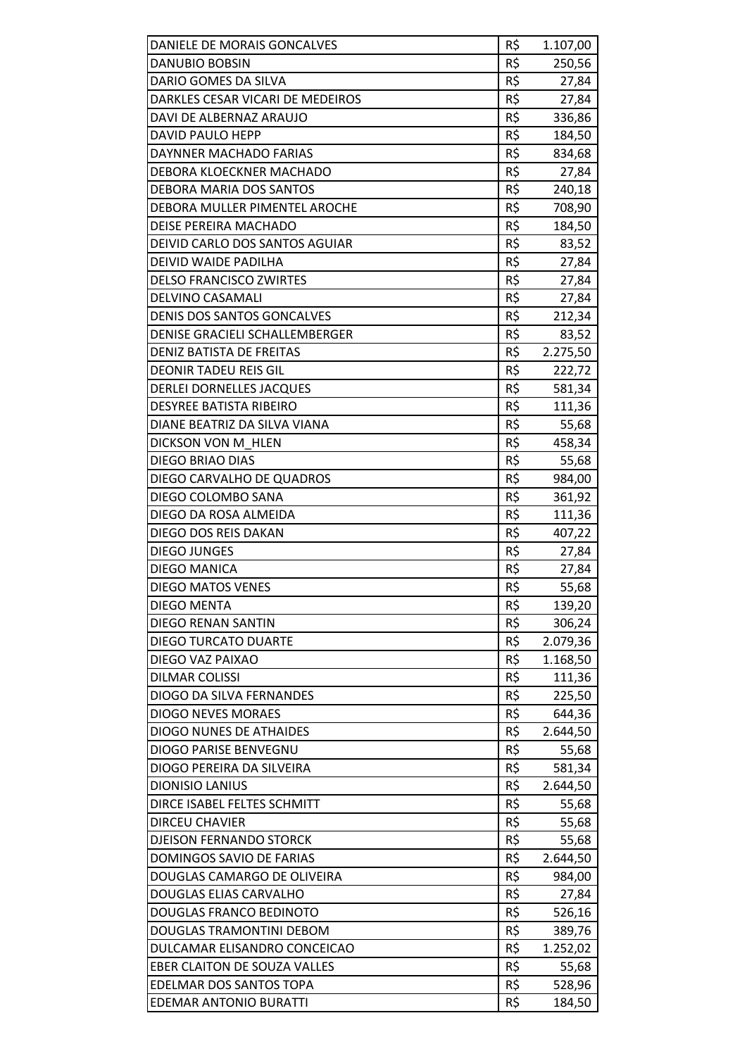| | | |
|---|---|---|
| DANIELE DE MORAIS GONCALVES | R$ | 1.107,00 |
| DANUBIO BOBSIN | R$ | 250,56 |
| DARIO GOMES DA SILVA | R$ | 27,84 |
| DARKLES CESAR VICARI DE MEDEIROS | R$ | 27,84 |
| DAVI DE ALBERNAZ ARAUJO | R$ | 336,86 |
| DAVID PAULO HEPP | R$ | 184,50 |
| DAYNNER MACHADO FARIAS | R$ | 834,68 |
| DEBORA KLOECKNER MACHADO | R$ | 27,84 |
| DEBORA MARIA DOS SANTOS | R$ | 240,18 |
| DEBORA MULLER PIMENTEL AROCHE | R$ | 708,90 |
| DEISE PEREIRA MACHADO | R$ | 184,50 |
| DEIVID CARLO DOS SANTOS AGUIAR | R$ | 83,52 |
| DEIVID WAIDE PADILHA | R$ | 27,84 |
| DELSO FRANCISCO ZWIRTES | R$ | 27,84 |
| DELVINO CASAMALI | R$ | 27,84 |
| DENIS DOS SANTOS GONCALVES | R$ | 212,34 |
| DENISE GRACIELI SCHALLEMBERGER | R$ | 83,52 |
| DENIZ BATISTA DE FREITAS | R$ | 2.275,50 |
| DEONIR TADEU REIS GIL | R$ | 222,72 |
| DERLEI DORNELLES JACQUES | R$ | 581,34 |
| DESYREE BATISTA RIBEIRO | R$ | 111,36 |
| DIANE BEATRIZ DA SILVA VIANA | R$ | 55,68 |
| DICKSON VON M_HLEN | R$ | 458,34 |
| DIEGO BRIAO DIAS | R$ | 55,68 |
| DIEGO CARVALHO DE QUADROS | R$ | 984,00 |
| DIEGO COLOMBO SANA | R$ | 361,92 |
| DIEGO DA ROSA ALMEIDA | R$ | 111,36 |
| DIEGO DOS REIS DAKAN | R$ | 407,22 |
| DIEGO JUNGES | R$ | 27,84 |
| DIEGO MANICA | R$ | 27,84 |
| DIEGO MATOS VENES | R$ | 55,68 |
| DIEGO MENTA | R$ | 139,20 |
| DIEGO RENAN SANTIN | R$ | 306,24 |
| DIEGO TURCATO DUARTE | R$ | 2.079,36 |
| DIEGO VAZ PAIXAO | R$ | 1.168,50 |
| DILMAR COLISSI | R$ | 111,36 |
| DIOGO DA SILVA FERNANDES | R$ | 225,50 |
| DIOGO NEVES MORAES | R$ | 644,36 |
| DIOGO NUNES DE ATHAIDES | R$ | 2.644,50 |
| DIOGO PARISE BENVEGNU | R$ | 55,68 |
| DIOGO PEREIRA DA SILVEIRA | R$ | 581,34 |
| DIONISIO LANIUS | R$ | 2.644,50 |
| DIRCE ISABEL FELTES SCHMITT | R$ | 55,68 |
| DIRCEU CHAVIER | R$ | 55,68 |
| DJEISON FERNANDO STORCK | R$ | 55,68 |
| DOMINGOS SAVIO DE FARIAS | R$ | 2.644,50 |
| DOUGLAS CAMARGO DE OLIVEIRA | R$ | 984,00 |
| DOUGLAS ELIAS CARVALHO | R$ | 27,84 |
| DOUGLAS FRANCO BEDINOTO | R$ | 526,16 |
| DOUGLAS TRAMONTINI DEBOM | R$ | 389,76 |
| DULCAMAR ELISANDRO CONCEICAO | R$ | 1.252,02 |
| EBER CLAITON DE SOUZA VALLES | R$ | 55,68 |
| EDELMAR DOS SANTOS TOPA | R$ | 528,96 |
| EDEMAR ANTONIO BURATTI | R$ | 184,50 |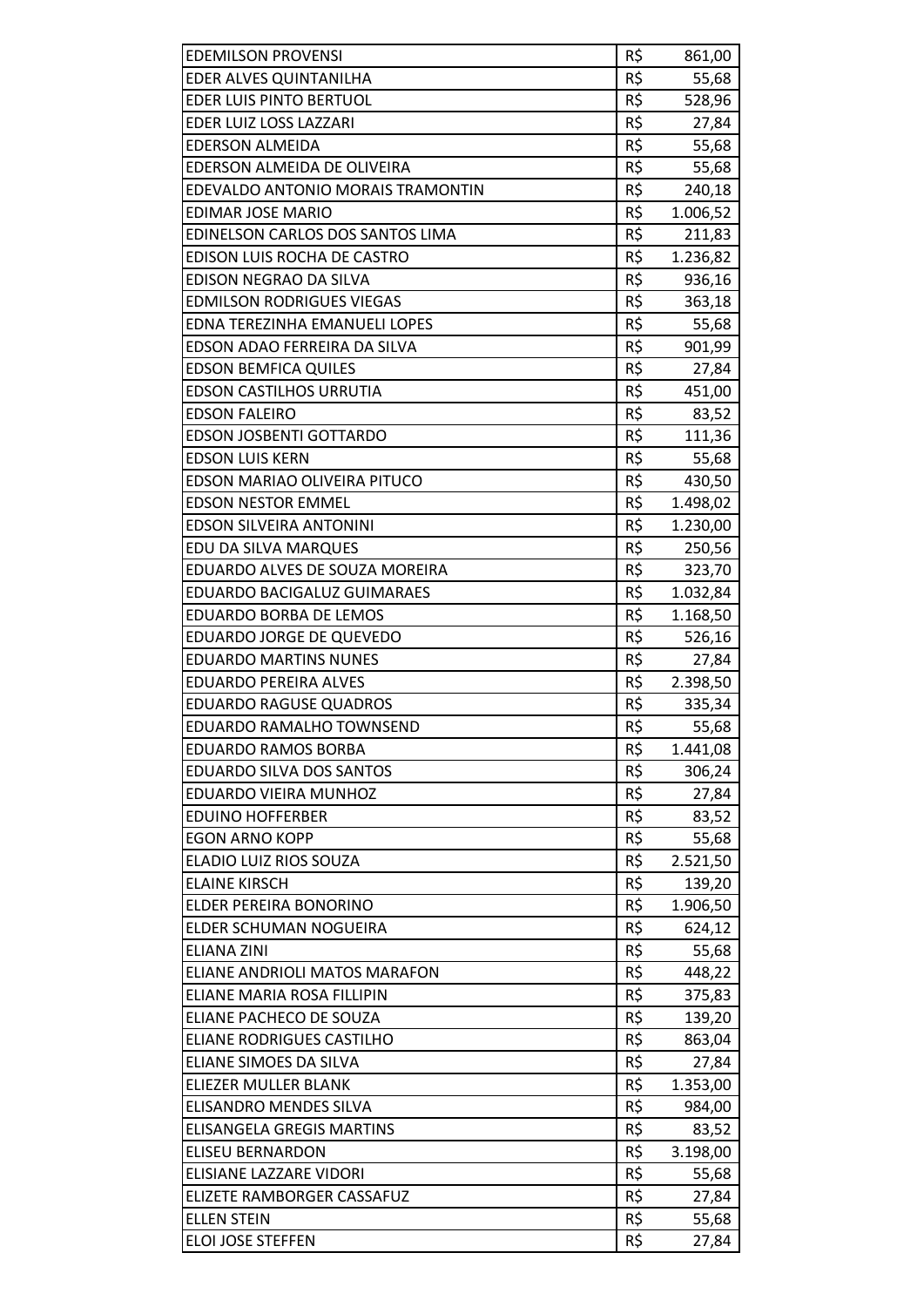| | | |
|---|---|---|
| EDEMILSON PROVENSI | R$ | 861,00 |
| EDER ALVES QUINTANILHA | R$ | 55,68 |
| EDER LUIS PINTO BERTUOL | R$ | 528,96 |
| EDER LUIZ LOSS LAZZARI | R$ | 27,84 |
| EDERSON ALMEIDA | R$ | 55,68 |
| EDERSON ALMEIDA DE OLIVEIRA | R$ | 55,68 |
| EDEVALDO ANTONIO MORAIS TRAMONTIN | R$ | 240,18 |
| EDIMAR JOSE MARIO | R$ | 1.006,52 |
| EDINELSON CARLOS DOS SANTOS LIMA | R$ | 211,83 |
| EDISON LUIS ROCHA DE CASTRO | R$ | 1.236,82 |
| EDISON NEGRAO DA SILVA | R$ | 936,16 |
| EDMILSON RODRIGUES VIEGAS | R$ | 363,18 |
| EDNA TEREZINHA EMANUELI LOPES | R$ | 55,68 |
| EDSON ADAO FERREIRA DA SILVA | R$ | 901,99 |
| EDSON BEMFICA QUILES | R$ | 27,84 |
| EDSON CASTILHOS URRUTIA | R$ | 451,00 |
| EDSON FALEIRO | R$ | 83,52 |
| EDSON JOSBENTI GOTTARDO | R$ | 111,36 |
| EDSON LUIS KERN | R$ | 55,68 |
| EDSON MARIAO OLIVEIRA PITUCO | R$ | 430,50 |
| EDSON NESTOR EMMEL | R$ | 1.498,02 |
| EDSON SILVEIRA ANTONINI | R$ | 1.230,00 |
| EDU DA SILVA MARQUES | R$ | 250,56 |
| EDUARDO ALVES DE SOUZA MOREIRA | R$ | 323,70 |
| EDUARDO BACIGALUZ GUIMARAES | R$ | 1.032,84 |
| EDUARDO BORBA DE LEMOS | R$ | 1.168,50 |
| EDUARDO JORGE DE QUEVEDO | R$ | 526,16 |
| EDUARDO MARTINS NUNES | R$ | 27,84 |
| EDUARDO PEREIRA ALVES | R$ | 2.398,50 |
| EDUARDO RAGUSE QUADROS | R$ | 335,34 |
| EDUARDO RAMALHO TOWNSEND | R$ | 55,68 |
| EDUARDO RAMOS BORBA | R$ | 1.441,08 |
| EDUARDO SILVA DOS SANTOS | R$ | 306,24 |
| EDUARDO VIEIRA MUNHOZ | R$ | 27,84 |
| EDUINO HOFFERBER | R$ | 83,52 |
| EGON ARNO KOPP | R$ | 55,68 |
| ELADIO LUIZ RIOS SOUZA | R$ | 2.521,50 |
| ELAINE KIRSCH | R$ | 139,20 |
| ELDER PEREIRA BONORINO | R$ | 1.906,50 |
| ELDER SCHUMAN NOGUEIRA | R$ | 624,12 |
| ELIANA ZINI | R$ | 55,68 |
| ELIANE ANDRIOLI MATOS MARAFON | R$ | 448,22 |
| ELIANE MARIA ROSA FILLIPIN | R$ | 375,83 |
| ELIANE PACHECO DE SOUZA | R$ | 139,20 |
| ELIANE RODRIGUES CASTILHO | R$ | 863,04 |
| ELIANE SIMOES DA SILVA | R$ | 27,84 |
| ELIEZER MULLER BLANK | R$ | 1.353,00 |
| ELISANDRO MENDES SILVA | R$ | 984,00 |
| ELISANGELA GREGIS MARTINS | R$ | 83,52 |
| ELISEU BERNARDON | R$ | 3.198,00 |
| ELISIANE LAZZARE VIDORI | R$ | 55,68 |
| ELIZETE RAMBORGER CASSAFUZ | R$ | 27,84 |
| ELLEN STEIN | R$ | 55,68 |
| ELOI JOSE STEFFEN | R$ | 27,84 |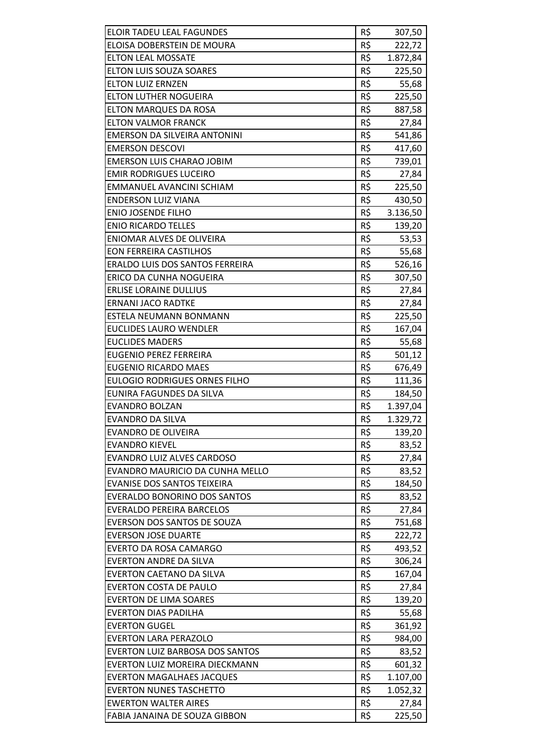| | | |
|---|---|---|
| ELOIR TADEU LEAL FAGUNDES | R$ | 307,50 |
| ELOISA DOBERSTEIN DE MOURA | R$ | 222,72 |
| ELTON LEAL MOSSATE | R$ | 1.872,84 |
| ELTON LUIS SOUZA SOARES | R$ | 225,50 |
| ELTON LUIZ ERNZEN | R$ | 55,68 |
| ELTON LUTHER NOGUEIRA | R$ | 225,50 |
| ELTON MARQUES DA ROSA | R$ | 887,58 |
| ELTON VALMOR FRANCK | R$ | 27,84 |
| EMERSON DA SILVEIRA ANTONINI | R$ | 541,86 |
| EMERSON DESCOVI | R$ | 417,60 |
| EMERSON LUIS CHARAO JOBIM | R$ | 739,01 |
| EMIR RODRIGUES LUCEIRO | R$ | 27,84 |
| EMMANUEL AVANCINI SCHIAM | R$ | 225,50 |
| ENDERSON LUIZ VIANA | R$ | 430,50 |
| ENIO JOSENDE FILHO | R$ | 3.136,50 |
| ENIO RICARDO TELLES | R$ | 139,20 |
| ENIOMAR ALVES DE OLIVEIRA | R$ | 53,53 |
| EON FERREIRA CASTILHOS | R$ | 55,68 |
| ERALDO LUIS DOS SANTOS FERREIRA | R$ | 526,16 |
| ERICO DA CUNHA NOGUEIRA | R$ | 307,50 |
| ERLISE LORAINE DULLIUS | R$ | 27,84 |
| ERNANI JACO RADTKE | R$ | 27,84 |
| ESTELA NEUMANN BONMANN | R$ | 225,50 |
| EUCLIDES LAURO WENDLER | R$ | 167,04 |
| EUCLIDES MADERS | R$ | 55,68 |
| EUGENIO PEREZ FERREIRA | R$ | 501,12 |
| EUGENIO RICARDO MAES | R$ | 676,49 |
| EULOGIO RODRIGUES ORNES FILHO | R$ | 111,36 |
| EUNIRA FAGUNDES DA SILVA | R$ | 184,50 |
| EVANDRO BOLZAN | R$ | 1.397,04 |
| EVANDRO DA SILVA | R$ | 1.329,72 |
| EVANDRO DE OLIVEIRA | R$ | 139,20 |
| EVANDRO KIEVEL | R$ | 83,52 |
| EVANDRO LUIZ ALVES CARDOSO | R$ | 27,84 |
| EVANDRO MAURICIO DA CUNHA MELLO | R$ | 83,52 |
| EVANISE DOS SANTOS TEIXEIRA | R$ | 184,50 |
| EVERALDO BONORINO DOS SANTOS | R$ | 83,52 |
| EVERALDO PEREIRA BARCELOS | R$ | 27,84 |
| EVERSON DOS SANTOS DE SOUZA | R$ | 751,68 |
| EVERSON JOSE DUARTE | R$ | 222,72 |
| EVERTO DA ROSA CAMARGO | R$ | 493,52 |
| EVERTON ANDRE DA SILVA | R$ | 306,24 |
| EVERTON CAETANO DA SILVA | R$ | 167,04 |
| EVERTON COSTA DE PAULO | R$ | 27,84 |
| EVERTON DE LIMA SOARES | R$ | 139,20 |
| EVERTON DIAS PADILHA | R$ | 55,68 |
| EVERTON GUGEL | R$ | 361,92 |
| EVERTON LARA PERAZOLO | R$ | 984,00 |
| EVERTON LUIZ BARBOSA DOS SANTOS | R$ | 83,52 |
| EVERTON LUIZ MOREIRA DIECKMANN | R$ | 601,32 |
| EVERTON MAGALHAES JACQUES | R$ | 1.107,00 |
| EVERTON NUNES TASCHETTO | R$ | 1.052,32 |
| EWERTON WALTER AIRES | R$ | 27,84 |
| FABIA JANAINA DE SOUZA GIBBON | R$ | 225,50 |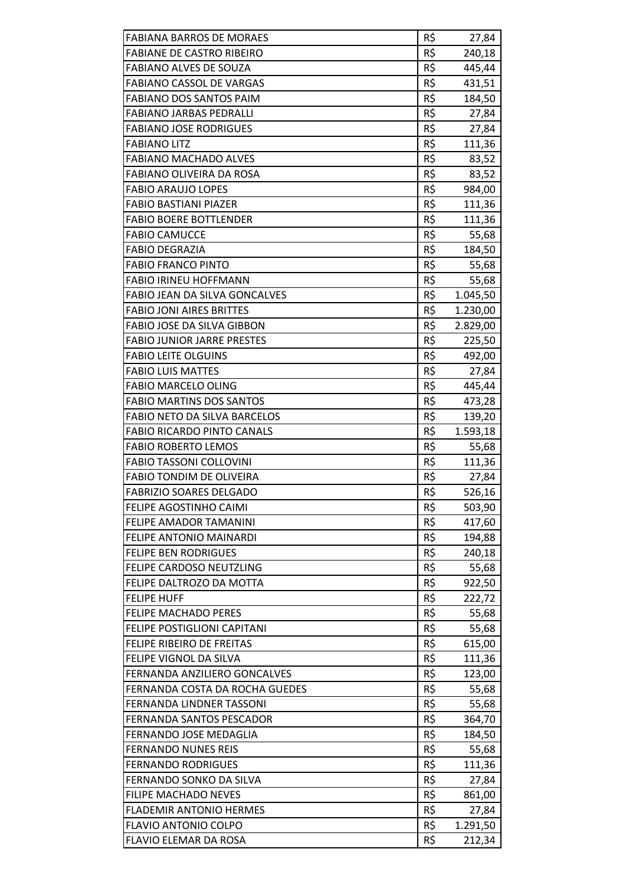| | | |
|---|---|---|
| FABIANA BARROS DE MORAES | R$ | 27,84 |
| FABIANE DE CASTRO RIBEIRO | R$ | 240,18 |
| FABIANO ALVES DE SOUZA | R$ | 445,44 |
| FABIANO CASSOL DE VARGAS | R$ | 431,51 |
| FABIANO DOS SANTOS PAIM | R$ | 184,50 |
| FABIANO JARBAS PEDRALLI | R$ | 27,84 |
| FABIANO JOSE RODRIGUES | R$ | 27,84 |
| FABIANO LITZ | R$ | 111,36 |
| FABIANO MACHADO ALVES | R$ | 83,52 |
| FABIANO OLIVEIRA DA ROSA | R$ | 83,52 |
| FABIO ARAUJO LOPES | R$ | 984,00 |
| FABIO BASTIANI PIAZER | R$ | 111,36 |
| FABIO BOERE BOTTLENDER | R$ | 111,36 |
| FABIO CAMUCCE | R$ | 55,68 |
| FABIO DEGRAZIA | R$ | 184,50 |
| FABIO FRANCO PINTO | R$ | 55,68 |
| FABIO IRINEU HOFFMANN | R$ | 55,68 |
| FABIO JEAN DA SILVA GONCALVES | R$ | 1.045,50 |
| FABIO JONI AIRES BRITTES | R$ | 1.230,00 |
| FABIO JOSE DA SILVA GIBBON | R$ | 2.829,00 |
| FABIO JUNIOR JARRE PRESTES | R$ | 225,50 |
| FABIO LEITE OLGUINS | R$ | 492,00 |
| FABIO LUIS MATTES | R$ | 27,84 |
| FABIO MARCELO OLING | R$ | 445,44 |
| FABIO MARTINS DOS SANTOS | R$ | 473,28 |
| FABIO NETO DA SILVA BARCELOS | R$ | 139,20 |
| FABIO RICARDO PINTO CANALS | R$ | 1.593,18 |
| FABIO ROBERTO LEMOS | R$ | 55,68 |
| FABIO TASSONI COLLOVINI | R$ | 111,36 |
| FABIO TONDIM DE OLIVEIRA | R$ | 27,84 |
| FABRIZIO SOARES DELGADO | R$ | 526,16 |
| FELIPE AGOSTINHO CAIMI | R$ | 503,90 |
| FELIPE AMADOR TAMANINI | R$ | 417,60 |
| FELIPE ANTONIO MAINARDI | R$ | 194,88 |
| FELIPE BEN RODRIGUES | R$ | 240,18 |
| FELIPE CARDOSO NEUTZLING | R$ | 55,68 |
| FELIPE DALTROZO DA MOTTA | R$ | 922,50 |
| FELIPE HUFF | R$ | 222,72 |
| FELIPE MACHADO PERES | R$ | 55,68 |
| FELIPE POSTIGLIONI CAPITANI | R$ | 55,68 |
| FELIPE RIBEIRO DE FREITAS | R$ | 615,00 |
| FELIPE VIGNOL DA SILVA | R$ | 111,36 |
| FERNANDA ANZILIERO GONCALVES | R$ | 123,00 |
| FERNANDA COSTA DA ROCHA GUEDES | R$ | 55,68 |
| FERNANDA LINDNER TASSONI | R$ | 55,68 |
| FERNANDA SANTOS PESCADOR | R$ | 364,70 |
| FERNANDO JOSE MEDAGLIA | R$ | 184,50 |
| FERNANDO NUNES REIS | R$ | 55,68 |
| FERNANDO RODRIGUES | R$ | 111,36 |
| FERNANDO SONKO DA SILVA | R$ | 27,84 |
| FILIPE MACHADO NEVES | R$ | 861,00 |
| FLADEMIR ANTONIO HERMES | R$ | 27,84 |
| FLAVIO ANTONIO COLPO | R$ | 1.291,50 |
| FLAVIO ELEMAR DA ROSA | R$ | 212,34 |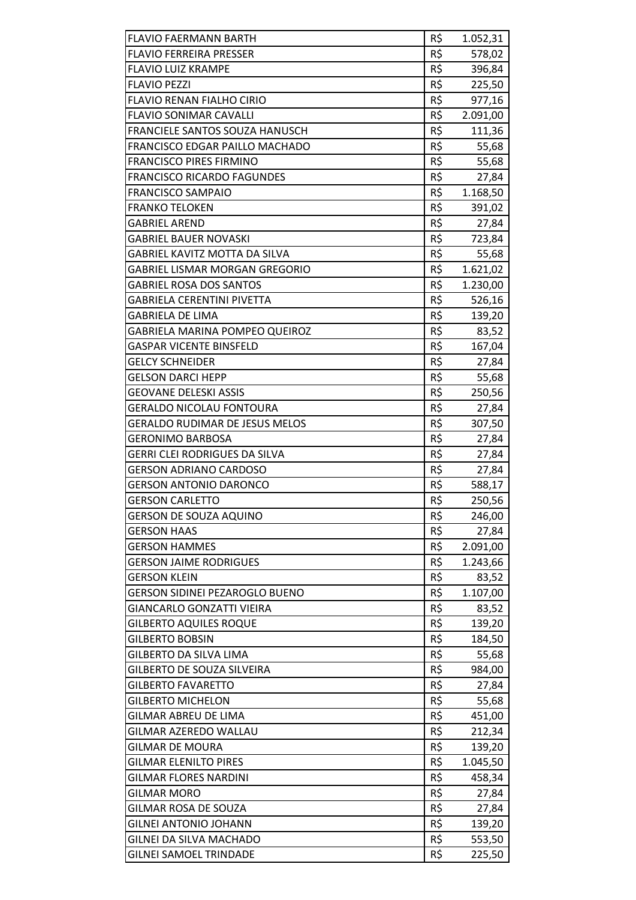| FLAVIO FAERMANN BARTH | R$ | 1.052,31 |
|---|---|---|
| FLAVIO FERREIRA PRESSER | R$ | 578,02 |
| FLAVIO LUIZ KRAMPE | R$ | 396,84 |
| FLAVIO PEZZI | R$ | 225,50 |
| FLAVIO RENAN FIALHO CIRIO | R$ | 977,16 |
| FLAVIO SONIMAR CAVALLI | R$ | 2.091,00 |
| FRANCIELE SANTOS SOUZA HANUSCH | R$ | 111,36 |
| FRANCISCO EDGAR PAILLO MACHADO | R$ | 55,68 |
| FRANCISCO PIRES FIRMINO | R$ | 55,68 |
| FRANCISCO RICARDO FAGUNDES | R$ | 27,84 |
| FRANCISCO SAMPAIO | R$ | 1.168,50 |
| FRANKO TELOKEN | R$ | 391,02 |
| GABRIEL AREND | R$ | 27,84 |
| GABRIEL BAUER NOVASKI | R$ | 723,84 |
| GABRIEL KAVITZ MOTTA DA SILVA | R$ | 55,68 |
| GABRIEL LISMAR MORGAN GREGORIO | R$ | 1.621,02 |
| GABRIEL ROSA DOS SANTOS | R$ | 1.230,00 |
| GABRIELA CERENTINI PIVETTA | R$ | 526,16 |
| GABRIELA DE LIMA | R$ | 139,20 |
| GABRIELA MARINA POMPEO QUEIROZ | R$ | 83,52 |
| GASPAR VICENTE BINSFELD | R$ | 167,04 |
| GELCY SCHNEIDER | R$ | 27,84 |
| GELSON DARCI HEPP | R$ | 55,68 |
| GEOVANE DELESKI ASSIS | R$ | 250,56 |
| GERALDO NICOLAU FONTOURA | R$ | 27,84 |
| GERALDO RUDIMAR DE JESUS MELOS | R$ | 307,50 |
| GERONIMO BARBOSA | R$ | 27,84 |
| GERRI CLEI RODRIGUES DA SILVA | R$ | 27,84 |
| GERSON ADRIANO CARDOSO | R$ | 27,84 |
| GERSON ANTONIO DARONCO | R$ | 588,17 |
| GERSON CARLETTO | R$ | 250,56 |
| GERSON DE SOUZA AQUINO | R$ | 246,00 |
| GERSON HAAS | R$ | 27,84 |
| GERSON HAMMES | R$ | 2.091,00 |
| GERSON JAIME RODRIGUES | R$ | 1.243,66 |
| GERSON KLEIN | R$ | 83,52 |
| GERSON SIDINEI PEZAROGLO BUENO | R$ | 1.107,00 |
| GIANCARLO GONZATTI VIEIRA | R$ | 83,52 |
| GILBERTO AQUILES ROQUE | R$ | 139,20 |
| GILBERTO BOBSIN | R$ | 184,50 |
| GILBERTO DA SILVA LIMA | R$ | 55,68 |
| GILBERTO DE SOUZA SILVEIRA | R$ | 984,00 |
| GILBERTO FAVARETTO | R$ | 27,84 |
| GILBERTO MICHELON | R$ | 55,68 |
| GILMAR ABREU DE LIMA | R$ | 451,00 |
| GILMAR AZEREDO WALLAU | R$ | 212,34 |
| GILMAR DE MOURA | R$ | 139,20 |
| GILMAR ELENILTO PIRES | R$ | 1.045,50 |
| GILMAR FLORES NARDINI | R$ | 458,34 |
| GILMAR MORO | R$ | 27,84 |
| GILMAR ROSA DE SOUZA | R$ | 27,84 |
| GILNEI ANTONIO JOHANN | R$ | 139,20 |
| GILNEI DA SILVA MACHADO | R$ | 553,50 |
| GILNEI SAMOEL TRINDADE | R$ | 225,50 |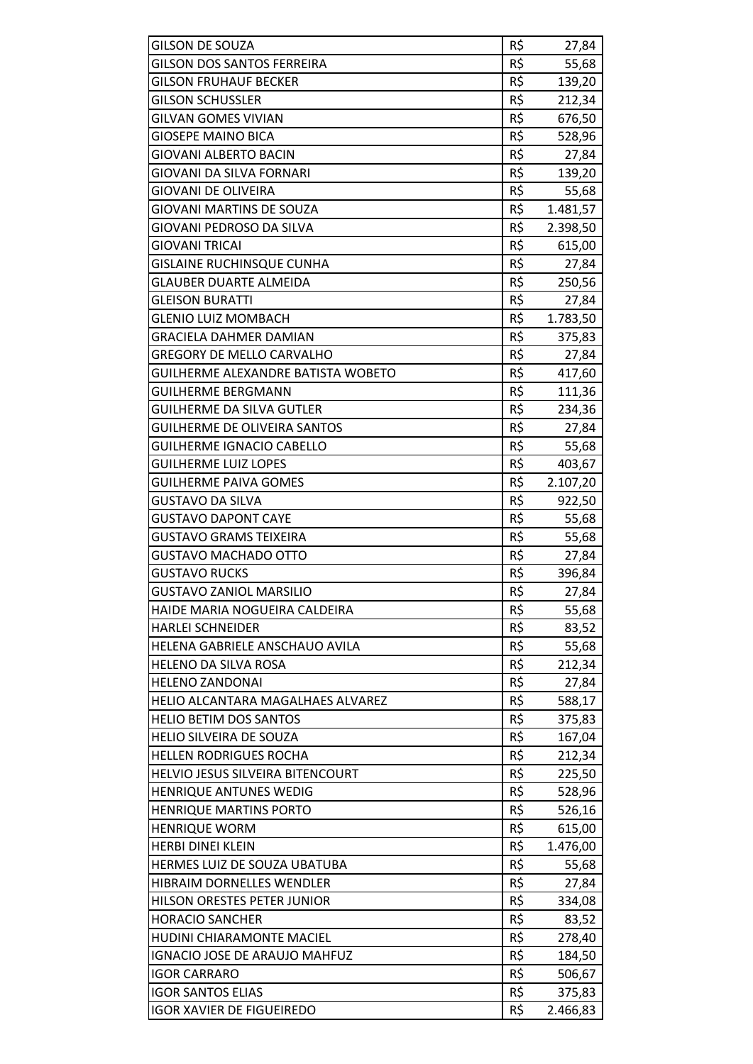| | | |
|---|---|---|
| GILSON DE SOUZA | R$ | 27,84 |
| GILSON DOS SANTOS FERREIRA | R$ | 55,68 |
| GILSON FRUHAUF BECKER | R$ | 139,20 |
| GILSON SCHUSSLER | R$ | 212,34 |
| GILVAN GOMES VIVIAN | R$ | 676,50 |
| GIOSEPE MAINO BICA | R$ | 528,96 |
| GIOVANI ALBERTO BACIN | R$ | 27,84 |
| GIOVANI DA SILVA FORNARI | R$ | 139,20 |
| GIOVANI DE OLIVEIRA | R$ | 55,68 |
| GIOVANI MARTINS DE SOUZA | R$ | 1.481,57 |
| GIOVANI PEDROSO DA SILVA | R$ | 2.398,50 |
| GIOVANI TRICAI | R$ | 615,00 |
| GISLAINE RUCHINSQUE CUNHA | R$ | 27,84 |
| GLAUBER DUARTE ALMEIDA | R$ | 250,56 |
| GLEISON BURATTI | R$ | 27,84 |
| GLENIO LUIZ MOMBACH | R$ | 1.783,50 |
| GRACIELA DAHMER DAMIAN | R$ | 375,83 |
| GREGORY DE MELLO CARVALHO | R$ | 27,84 |
| GUILHERME ALEXANDRE BATISTA WOBETO | R$ | 417,60 |
| GUILHERME BERGMANN | R$ | 111,36 |
| GUILHERME DA SILVA GUTLER | R$ | 234,36 |
| GUILHERME DE OLIVEIRA SANTOS | R$ | 27,84 |
| GUILHERME IGNACIO CABELLO | R$ | 55,68 |
| GUILHERME LUIZ LOPES | R$ | 403,67 |
| GUILHERME PAIVA GOMES | R$ | 2.107,20 |
| GUSTAVO DA SILVA | R$ | 922,50 |
| GUSTAVO DAPONT CAYE | R$ | 55,68 |
| GUSTAVO GRAMS TEIXEIRA | R$ | 55,68 |
| GUSTAVO MACHADO OTTO | R$ | 27,84 |
| GUSTAVO RUCKS | R$ | 396,84 |
| GUSTAVO ZANIOL MARSILIO | R$ | 27,84 |
| HAIDE MARIA NOGUEIRA CALDEIRA | R$ | 55,68 |
| HARLEI SCHNEIDER | R$ | 83,52 |
| HELENA GABRIELE ANSCHAUO AVILA | R$ | 55,68 |
| HELENO DA SILVA ROSA | R$ | 212,34 |
| HELENO ZANDONAI | R$ | 27,84 |
| HELIO ALCANTARA MAGALHAES ALVAREZ | R$ | 588,17 |
| HELIO BETIM DOS SANTOS | R$ | 375,83 |
| HELIO SILVEIRA DE SOUZA | R$ | 167,04 |
| HELLEN RODRIGUES ROCHA | R$ | 212,34 |
| HELVIO JESUS SILVEIRA BITENCOURT | R$ | 225,50 |
| HENRIQUE ANTUNES WEDIG | R$ | 528,96 |
| HENRIQUE MARTINS PORTO | R$ | 526,16 |
| HENRIQUE WORM | R$ | 615,00 |
| HERBI DINEI KLEIN | R$ | 1.476,00 |
| HERMES LUIZ DE SOUZA UBATUBA | R$ | 55,68 |
| HIBRAIM DORNELLES WENDLER | R$ | 27,84 |
| HILSON ORESTES PETER JUNIOR | R$ | 334,08 |
| HORACIO SANCHER | R$ | 83,52 |
| HUDINI CHIARAMONTE MACIEL | R$ | 278,40 |
| IGNACIO JOSE DE ARAUJO MAHFUZ | R$ | 184,50 |
| IGOR CARRARO | R$ | 506,67 |
| IGOR SANTOS ELIAS | R$ | 375,83 |
| IGOR XAVIER DE FIGUEIREDO | R$ | 2.466,83 |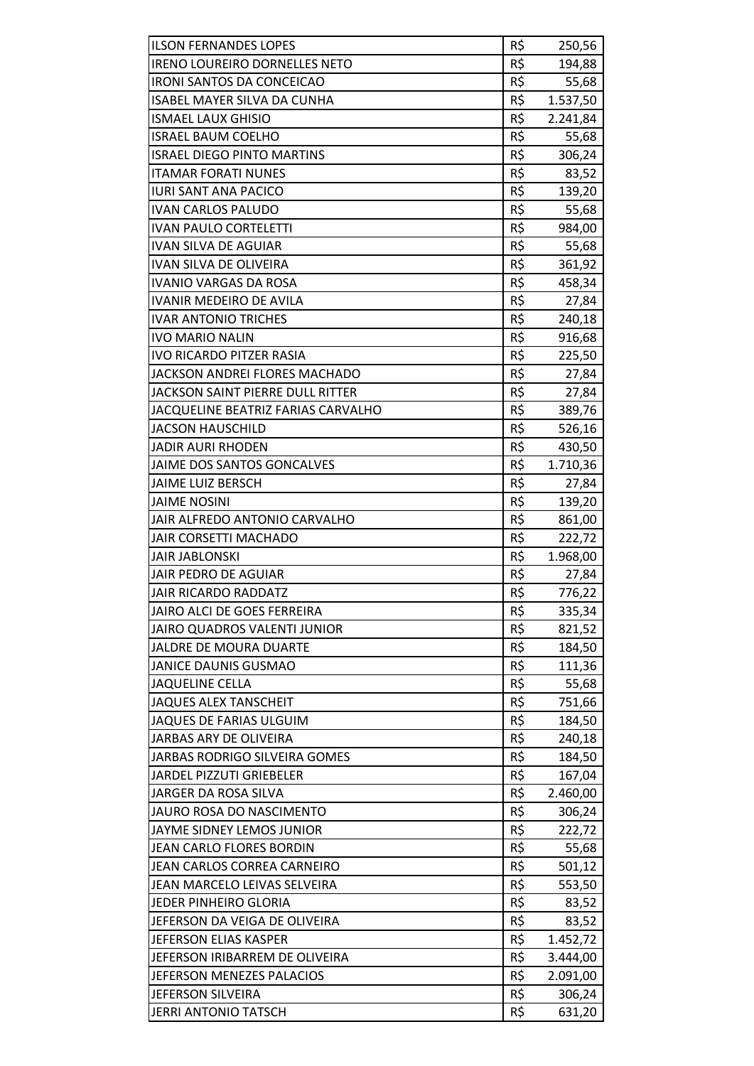| | | |
|---|---|---|
| ILSON FERNANDES LOPES | R$ | 250,56 |
| IRENO LOUREIRO DORNELLES NETO | R$ | 194,88 |
| IRONI SANTOS DA CONCEICAO | R$ | 55,68 |
| ISABEL MAYER SILVA DA CUNHA | R$ | 1.537,50 |
| ISMAEL LAUX GHISIO | R$ | 2.241,84 |
| ISRAEL BAUM COELHO | R$ | 55,68 |
| ISRAEL DIEGO PINTO MARTINS | R$ | 306,24 |
| ITAMAR FORATI NUNES | R$ | 83,52 |
| IURI SANT ANA PACICO | R$ | 139,20 |
| IVAN CARLOS PALUDO | R$ | 55,68 |
| IVAN PAULO CORTELETTI | R$ | 984,00 |
| IVAN SILVA DE AGUIAR | R$ | 55,68 |
| IVAN SILVA DE OLIVEIRA | R$ | 361,92 |
| IVANIO VARGAS DA ROSA | R$ | 458,34 |
| IVANIR MEDEIRO DE AVILA | R$ | 27,84 |
| IVAR ANTONIO TRICHES | R$ | 240,18 |
| IVO MARIO NALIN | R$ | 916,68 |
| IVO RICARDO PITZER RASIA | R$ | 225,50 |
| JACKSON ANDREI FLORES MACHADO | R$ | 27,84 |
| JACKSON SAINT PIERRE DULL RITTER | R$ | 27,84 |
| JACQUELINE BEATRIZ FARIAS CARVALHO | R$ | 389,76 |
| JACSON HAUSCHILD | R$ | 526,16 |
| JADIR AURI RHODEN | R$ | 430,50 |
| JAIME DOS SANTOS GONCALVES | R$ | 1.710,36 |
| JAIME LUIZ BERSCH | R$ | 27,84 |
| JAIME NOSINI | R$ | 139,20 |
| JAIR ALFREDO ANTONIO CARVALHO | R$ | 861,00 |
| JAIR CORSETTI MACHADO | R$ | 222,72 |
| JAIR JABLONSKI | R$ | 1.968,00 |
| JAIR PEDRO DE AGUIAR | R$ | 27,84 |
| JAIR RICARDO RADDATZ | R$ | 776,22 |
| JAIRO ALCI DE GOES FERREIRA | R$ | 335,34 |
| JAIRO QUADROS VALENTI JUNIOR | R$ | 821,52 |
| JALDRE DE MOURA DUARTE | R$ | 184,50 |
| JANICE DAUNIS GUSMAO | R$ | 111,36 |
| JAQUELINE CELLA | R$ | 55,68 |
| JAQUES ALEX TANSCHEIT | R$ | 751,66 |
| JAQUES DE FARIAS ULGUIM | R$ | 184,50 |
| JARBAS ARY DE OLIVEIRA | R$ | 240,18 |
| JARBAS RODRIGO SILVEIRA GOMES | R$ | 184,50 |
| JARDEL PIZZUTI GRIEBELER | R$ | 167,04 |
| JARGER DA ROSA SILVA | R$ | 2.460,00 |
| JAURO ROSA DO NASCIMENTO | R$ | 306,24 |
| JAYME SIDNEY LEMOS JUNIOR | R$ | 222,72 |
| JEAN CARLO FLORES BORDIN | R$ | 55,68 |
| JEAN CARLOS CORREA CARNEIRO | R$ | 501,12 |
| JEAN MARCELO LEIVAS SELVEIRA | R$ | 553,50 |
| JEDER PINHEIRO GLORIA | R$ | 83,52 |
| JEFERSON DA VEIGA DE OLIVEIRA | R$ | 83,52 |
| JEFERSON ELIAS KASPER | R$ | 1.452,72 |
| JEFERSON IRIBARREM DE OLIVEIRA | R$ | 3.444,00 |
| JEFERSON MENEZES PALACIOS | R$ | 2.091,00 |
| JEFERSON SILVEIRA | R$ | 306,24 |
| JERRI ANTONIO TATSCH | R$ | 631,20 |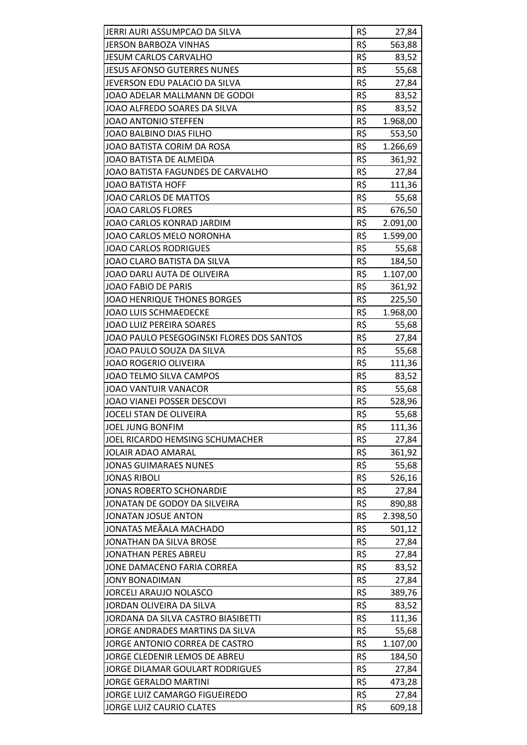| | | |
|---|---|---|
| JERRI AURI ASSUMPCAO DA SILVA | R$ | 27,84 |
| JERSON BARBOZA VINHAS | R$ | 563,88 |
| JESUM CARLOS CARVALHO | R$ | 83,52 |
| JESUS AFONSO GUTERRES NUNES | R$ | 55,68 |
| JEVERSON EDU PALACIO DA SILVA | R$ | 27,84 |
| JOAO ADELAR MALLMANN DE GODOI | R$ | 83,52 |
| JOAO ALFREDO SOARES DA SILVA | R$ | 83,52 |
| JOAO ANTONIO STEFFEN | R$ | 1.968,00 |
| JOAO BALBINO DIAS FILHO | R$ | 553,50 |
| JOAO BATISTA CORIM DA ROSA | R$ | 1.266,69 |
| JOAO BATISTA DE ALMEIDA | R$ | 361,92 |
| JOAO BATISTA FAGUNDES DE CARVALHO | R$ | 27,84 |
| JOAO BATISTA HOFF | R$ | 111,36 |
| JOAO CARLOS DE MATTOS | R$ | 55,68 |
| JOAO CARLOS FLORES | R$ | 676,50 |
| JOAO CARLOS KONRAD JARDIM | R$ | 2.091,00 |
| JOAO CARLOS MELO NORONHA | R$ | 1.599,00 |
| JOAO CARLOS RODRIGUES | R$ | 55,68 |
| JOAO CLARO BATISTA DA SILVA | R$ | 184,50 |
| JOAO DARLI AUTA DE OLIVEIRA | R$ | 1.107,00 |
| JOAO FABIO DE PARIS | R$ | 361,92 |
| JOAO HENRIQUE THONES BORGES | R$ | 225,50 |
| JOAO LUIS SCHMAEDECKE | R$ | 1.968,00 |
| JOAO LUIZ PEREIRA SOARES | R$ | 55,68 |
| JOAO PAULO PESEGOGINSKI FLORES DOS SANTOS | R$ | 27,84 |
| JOAO PAULO SOUZA DA SILVA | R$ | 55,68 |
| JOAO ROGERIO OLIVEIRA | R$ | 111,36 |
| JOAO TELMO SILVA CAMPOS | R$ | 83,52 |
| JOAO VANTUIR VANACOR | R$ | 55,68 |
| JOAO VIANEI POSSER DESCOVI | R$ | 528,96 |
| JOCELI STAN DE OLIVEIRA | R$ | 55,68 |
| JOEL JUNG BONFIM | R$ | 111,36 |
| JOEL RICARDO HEMSING SCHUMACHER | R$ | 27,84 |
| JOLAIR ADAO AMARAL | R$ | 361,92 |
| JONAS GUIMARAES NUNES | R$ | 55,68 |
| JONAS RIBOLI | R$ | 526,16 |
| JONAS ROBERTO SCHONARDIE | R$ | 27,84 |
| JONATAN DE GODOY DA SILVEIRA | R$ | 890,88 |
| JONATAN JOSUE ANTON | R$ | 2.398,50 |
| JONATAS MEÃALA MACHADO | R$ | 501,12 |
| JONATHAN DA SILVA BROSE | R$ | 27,84 |
| JONATHAN PERES ABREU | R$ | 27,84 |
| JONE DAMACENO FARIA CORREA | R$ | 83,52 |
| JONY BONADIMAN | R$ | 27,84 |
| JORCELI ARAUJO NOLASCO | R$ | 389,76 |
| JORDAN OLIVEIRA DA SILVA | R$ | 83,52 |
| JORDANA DA SILVA CASTRO BIASIBETTI | R$ | 111,36 |
| JORGE ANDRADES MARTINS DA SILVA | R$ | 55,68 |
| JORGE ANTONIO CORREA DE CASTRO | R$ | 1.107,00 |
| JORGE CLEDENIR LEMOS DE ABREU | R$ | 184,50 |
| JORGE DILAMAR GOULART RODRIGUES | R$ | 27,84 |
| JORGE GERALDO MARTINI | R$ | 473,28 |
| JORGE LUIZ CAMARGO FIGUEIREDO | R$ | 27,84 |
| JORGE LUIZ CAURIO CLATES | R$ | 609,18 |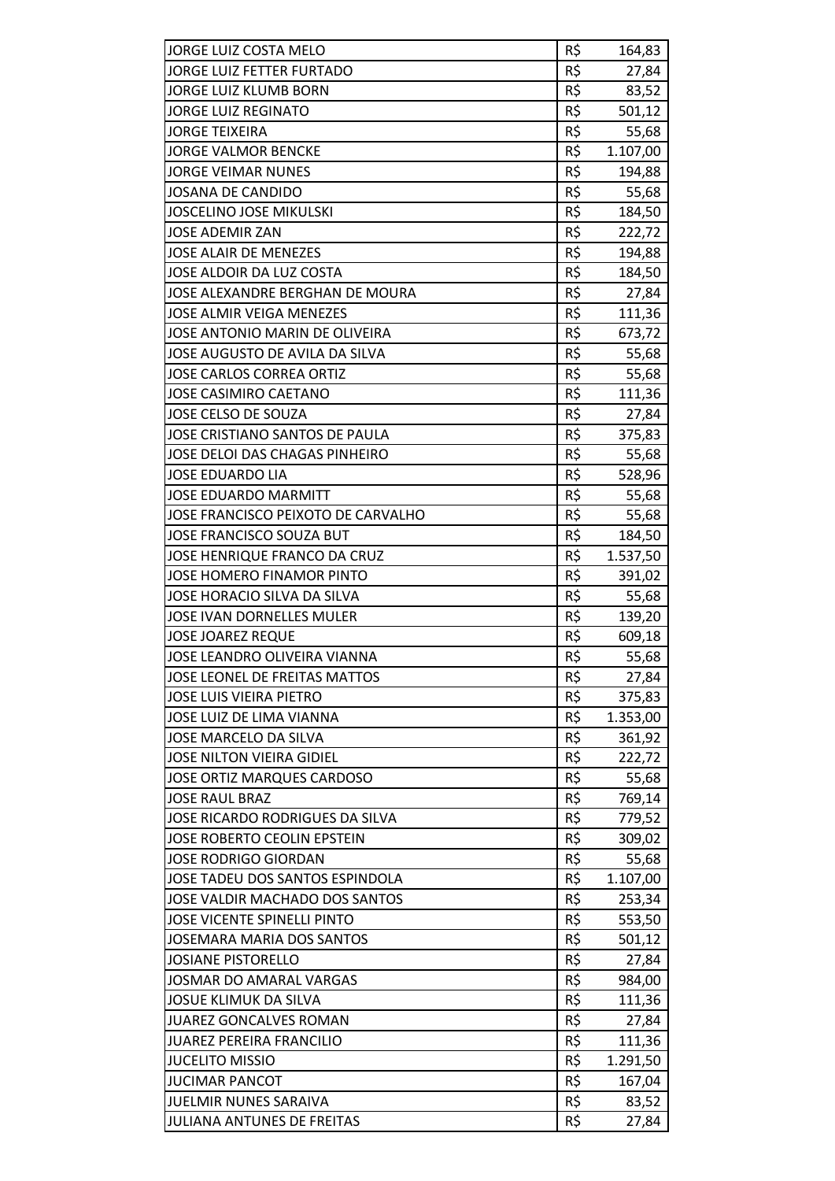| | | |
|---|---|---|
| JORGE LUIZ COSTA MELO | R$ | 164,83 |
| JORGE LUIZ FETTER FURTADO | R$ | 27,84 |
| JORGE LUIZ KLUMB BORN | R$ | 83,52 |
| JORGE LUIZ REGINATO | R$ | 501,12 |
| JORGE TEIXEIRA | R$ | 55,68 |
| JORGE VALMOR BENCKE | R$ | 1.107,00 |
| JORGE VEIMAR NUNES | R$ | 194,88 |
| JOSANA DE CANDIDO | R$ | 55,68 |
| JOSCELINO JOSE MIKULSKI | R$ | 184,50 |
| JOSE ADEMIR ZAN | R$ | 222,72 |
| JOSE ALAIR DE MENEZES | R$ | 194,88 |
| JOSE ALDOIR DA LUZ COSTA | R$ | 184,50 |
| JOSE ALEXANDRE BERGHAN DE MOURA | R$ | 27,84 |
| JOSE ALMIR VEIGA MENEZES | R$ | 111,36 |
| JOSE ANTONIO MARIN DE OLIVEIRA | R$ | 673,72 |
| JOSE AUGUSTO DE AVILA DA SILVA | R$ | 55,68 |
| JOSE CARLOS CORREA ORTIZ | R$ | 55,68 |
| JOSE CASIMIRO CAETANO | R$ | 111,36 |
| JOSE CELSO DE SOUZA | R$ | 27,84 |
| JOSE CRISTIANO SANTOS DE PAULA | R$ | 375,83 |
| JOSE DELOI DAS CHAGAS PINHEIRO | R$ | 55,68 |
| JOSE EDUARDO LIA | R$ | 528,96 |
| JOSE EDUARDO MARMITT | R$ | 55,68 |
| JOSE FRANCISCO PEIXOTO DE CARVALHO | R$ | 55,68 |
| JOSE FRANCISCO SOUZA BUT | R$ | 184,50 |
| JOSE HENRIQUE FRANCO DA CRUZ | R$ | 1.537,50 |
| JOSE HOMERO FINAMOR PINTO | R$ | 391,02 |
| JOSE HORACIO SILVA DA SILVA | R$ | 55,68 |
| JOSE IVAN DORNELLES MULER | R$ | 139,20 |
| JOSE JOAREZ REQUE | R$ | 609,18 |
| JOSE LEANDRO OLIVEIRA VIANNA | R$ | 55,68 |
| JOSE LEONEL DE FREITAS MATTOS | R$ | 27,84 |
| JOSE LUIS VIEIRA PIETRO | R$ | 375,83 |
| JOSE LUIZ DE LIMA VIANNA | R$ | 1.353,00 |
| JOSE MARCELO DA SILVA | R$ | 361,92 |
| JOSE NILTON VIEIRA GIDIEL | R$ | 222,72 |
| JOSE ORTIZ MARQUES CARDOSO | R$ | 55,68 |
| JOSE RAUL BRAZ | R$ | 769,14 |
| JOSE RICARDO RODRIGUES DA SILVA | R$ | 779,52 |
| JOSE ROBERTO CEOLIN EPSTEIN | R$ | 309,02 |
| JOSE RODRIGO GIORDAN | R$ | 55,68 |
| JOSE TADEU DOS SANTOS ESPINDOLA | R$ | 1.107,00 |
| JOSE VALDIR MACHADO DOS SANTOS | R$ | 253,34 |
| JOSE VICENTE SPINELLI PINTO | R$ | 553,50 |
| JOSEMARA MARIA DOS SANTOS | R$ | 501,12 |
| JOSIANE PISTORELLO | R$ | 27,84 |
| JOSMAR DO AMARAL VARGAS | R$ | 984,00 |
| JOSUE KLIMUK DA SILVA | R$ | 111,36 |
| JUAREZ GONCALVES ROMAN | R$ | 27,84 |
| JUAREZ PEREIRA FRANCILIO | R$ | 111,36 |
| JUCELITO MISSIO | R$ | 1.291,50 |
| JUCIMAR PANCOT | R$ | 167,04 |
| JUELMIR NUNES SARAIVA | R$ | 83,52 |
| JULIANA ANTUNES DE FREITAS | R$ | 27,84 |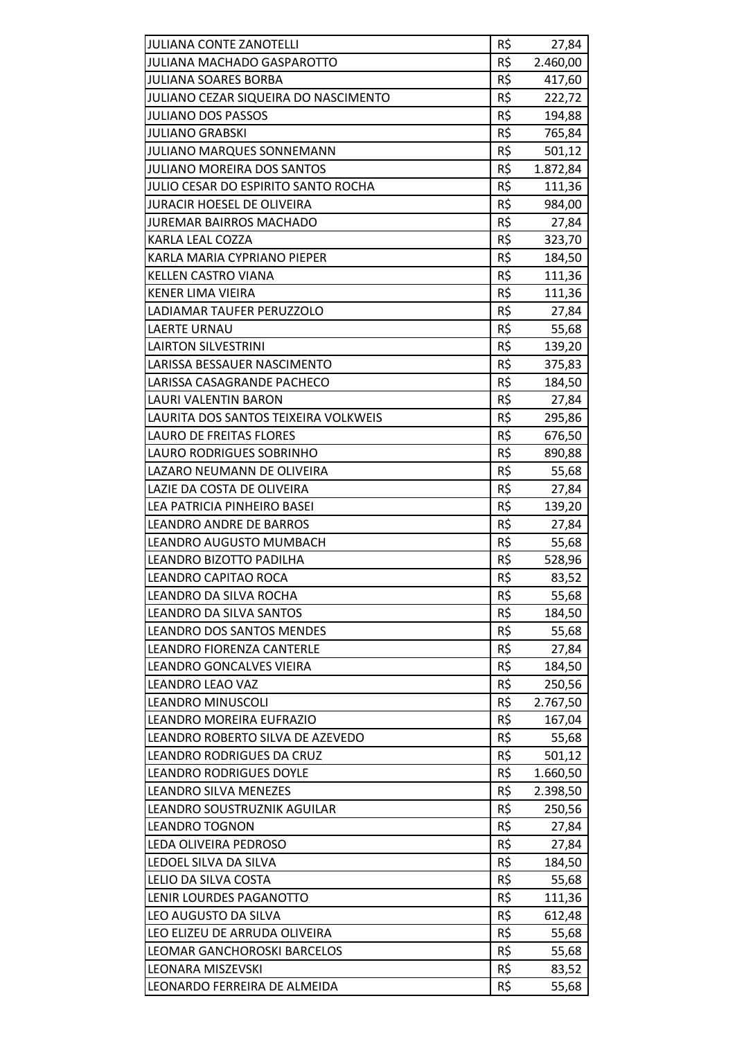| | | |
|---|---|---|
| JULIANA CONTE ZANOTELLI | R$ | 27,84 |
| JULIANA MACHADO GASPAROTTO | R$ | 2.460,00 |
| JULIANA SOARES BORBA | R$ | 417,60 |
| JULIANO CEZAR SIQUEIRA DO NASCIMENTO | R$ | 222,72 |
| JULIANO DOS PASSOS | R$ | 194,88 |
| JULIANO GRABSKI | R$ | 765,84 |
| JULIANO MARQUES SONNEMANN | R$ | 501,12 |
| JULIANO MOREIRA DOS SANTOS | R$ | 1.872,84 |
| JULIO CESAR DO ESPIRITO SANTO ROCHA | R$ | 111,36 |
| JURACIR HOESEL DE OLIVEIRA | R$ | 984,00 |
| JUREMAR BAIRROS MACHADO | R$ | 27,84 |
| KARLA LEAL COZZA | R$ | 323,70 |
| KARLA MARIA CYPRIANO PIEPER | R$ | 184,50 |
| KELLEN CASTRO VIANA | R$ | 111,36 |
| KENER LIMA VIEIRA | R$ | 111,36 |
| LADIAMAR TAUFER PERUZZOLO | R$ | 27,84 |
| LAERTE URNAU | R$ | 55,68 |
| LAIRTON SILVESTRINI | R$ | 139,20 |
| LARISSA BESSAUER NASCIMENTO | R$ | 375,83 |
| LARISSA CASAGRANDE PACHECO | R$ | 184,50 |
| LAURI VALENTIN BARON | R$ | 27,84 |
| LAURITA DOS SANTOS TEIXEIRA VOLKWEIS | R$ | 295,86 |
| LAURO DE FREITAS FLORES | R$ | 676,50 |
| LAURO RODRIGUES SOBRINHO | R$ | 890,88 |
| LAZARO NEUMANN DE OLIVEIRA | R$ | 55,68 |
| LAZIE DA COSTA DE OLIVEIRA | R$ | 27,84 |
| LEA PATRICIA PINHEIRO BASEI | R$ | 139,20 |
| LEANDRO ANDRE DE BARROS | R$ | 27,84 |
| LEANDRO AUGUSTO MUMBACH | R$ | 55,68 |
| LEANDRO BIZOTTO PADILHA | R$ | 528,96 |
| LEANDRO CAPITAO ROCA | R$ | 83,52 |
| LEANDRO DA SILVA ROCHA | R$ | 55,68 |
| LEANDRO DA SILVA SANTOS | R$ | 184,50 |
| LEANDRO DOS SANTOS MENDES | R$ | 55,68 |
| LEANDRO FIORENZA CANTERLE | R$ | 27,84 |
| LEANDRO GONCALVES VIEIRA | R$ | 184,50 |
| LEANDRO LEAO VAZ | R$ | 250,56 |
| LEANDRO MINUSCOLI | R$ | 2.767,50 |
| LEANDRO MOREIRA EUFRAZIO | R$ | 167,04 |
| LEANDRO ROBERTO SILVA DE AZEVEDO | R$ | 55,68 |
| LEANDRO RODRIGUES DA CRUZ | R$ | 501,12 |
| LEANDRO RODRIGUES DOYLE | R$ | 1.660,50 |
| LEANDRO SILVA MENEZES | R$ | 2.398,50 |
| LEANDRO SOUSTRUZNIK AGUILAR | R$ | 250,56 |
| LEANDRO TOGNON | R$ | 27,84 |
| LEDA OLIVEIRA PEDROSO | R$ | 27,84 |
| LEDOEL SILVA DA SILVA | R$ | 184,50 |
| LELIO DA SILVA COSTA | R$ | 55,68 |
| LENIR LOURDES PAGANOTTO | R$ | 111,36 |
| LEO AUGUSTO DA SILVA | R$ | 612,48 |
| LEO ELIZEU DE ARRUDA OLIVEIRA | R$ | 55,68 |
| LEOMAR GANCHOROSKI BARCELOS | R$ | 55,68 |
| LEONARA MISZEVSKI | R$ | 83,52 |
| LEONARDO FERREIRA DE ALMEIDA | R$ | 55,68 |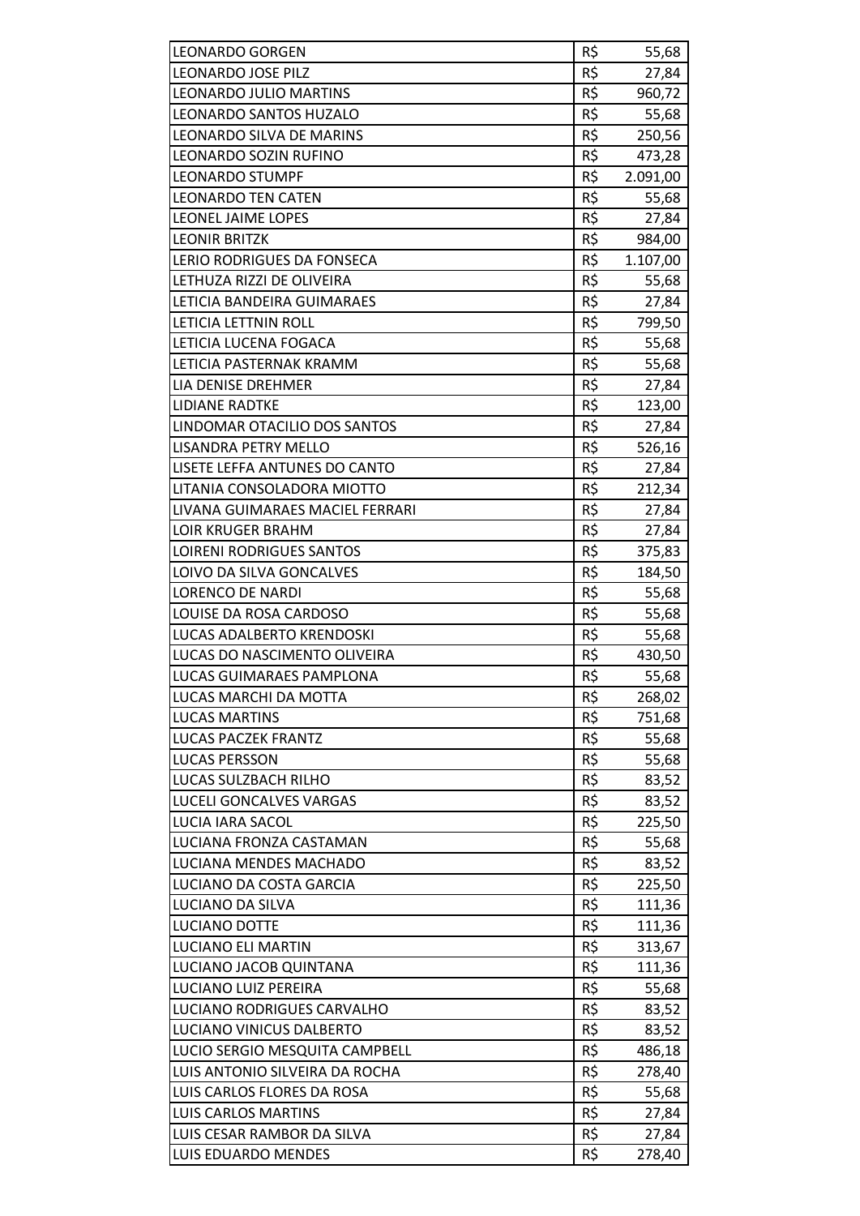| | | |
|---|---|---|
| LEONARDO GORGEN | R$ | 55,68 |
| LEONARDO JOSE PILZ | R$ | 27,84 |
| LEONARDO JULIO MARTINS | R$ | 960,72 |
| LEONARDO SANTOS HUZALO | R$ | 55,68 |
| LEONARDO SILVA DE MARINS | R$ | 250,56 |
| LEONARDO SOZIN RUFINO | R$ | 473,28 |
| LEONARDO STUMPF | R$ | 2.091,00 |
| LEONARDO TEN CATEN | R$ | 55,68 |
| LEONEL JAIME LOPES | R$ | 27,84 |
| LEONIR BRITZK | R$ | 984,00 |
| LERIO RODRIGUES DA FONSECA | R$ | 1.107,00 |
| LETHUZA RIZZI DE OLIVEIRA | R$ | 55,68 |
| LETICIA BANDEIRA GUIMARAES | R$ | 27,84 |
| LETICIA LETTNIN ROLL | R$ | 799,50 |
| LETICIA LUCENA FOGACA | R$ | 55,68 |
| LETICIA PASTERNAK KRAMM | R$ | 55,68 |
| LIA DENISE DREHMER | R$ | 27,84 |
| LIDIANE RADTKE | R$ | 123,00 |
| LINDOMAR OTACILIO DOS SANTOS | R$ | 27,84 |
| LISANDRA PETRY MELLO | R$ | 526,16 |
| LISETE LEFFA ANTUNES DO CANTO | R$ | 27,84 |
| LITANIA CONSOLADORA MIOTTO | R$ | 212,34 |
| LIVANA GUIMARAES MACIEL FERRARI | R$ | 27,84 |
| LOIR KRUGER BRAHM | R$ | 27,84 |
| LOIRENI RODRIGUES SANTOS | R$ | 375,83 |
| LOIVO DA SILVA GONCALVES | R$ | 184,50 |
| LORENCO DE NARDI | R$ | 55,68 |
| LOUISE DA ROSA CARDOSO | R$ | 55,68 |
| LUCAS ADALBERTO KRENDOSKI | R$ | 55,68 |
| LUCAS DO NASCIMENTO OLIVEIRA | R$ | 430,50 |
| LUCAS GUIMARAES PAMPLONA | R$ | 55,68 |
| LUCAS MARCHI DA MOTTA | R$ | 268,02 |
| LUCAS MARTINS | R$ | 751,68 |
| LUCAS PACZEK FRANTZ | R$ | 55,68 |
| LUCAS PERSSON | R$ | 55,68 |
| LUCAS SULZBACH RILHO | R$ | 83,52 |
| LUCELI GONCALVES VARGAS | R$ | 83,52 |
| LUCIA IARA SACOL | R$ | 225,50 |
| LUCIANA FRONZA CASTAMAN | R$ | 55,68 |
| LUCIANA MENDES MACHADO | R$ | 83,52 |
| LUCIANO DA COSTA GARCIA | R$ | 225,50 |
| LUCIANO DA SILVA | R$ | 111,36 |
| LUCIANO DOTTE | R$ | 111,36 |
| LUCIANO ELI MARTIN | R$ | 313,67 |
| LUCIANO JACOB QUINTANA | R$ | 111,36 |
| LUCIANO LUIZ PEREIRA | R$ | 55,68 |
| LUCIANO RODRIGUES CARVALHO | R$ | 83,52 |
| LUCIANO VINICUS DALBERTO | R$ | 83,52 |
| LUCIO SERGIO MESQUITA CAMPBELL | R$ | 486,18 |
| LUIS ANTONIO SILVEIRA DA ROCHA | R$ | 278,40 |
| LUIS CARLOS FLORES DA ROSA | R$ | 55,68 |
| LUIS CARLOS MARTINS | R$ | 27,84 |
| LUIS CESAR RAMBOR DA SILVA | R$ | 27,84 |
| LUIS EDUARDO MENDES | R$ | 278,40 |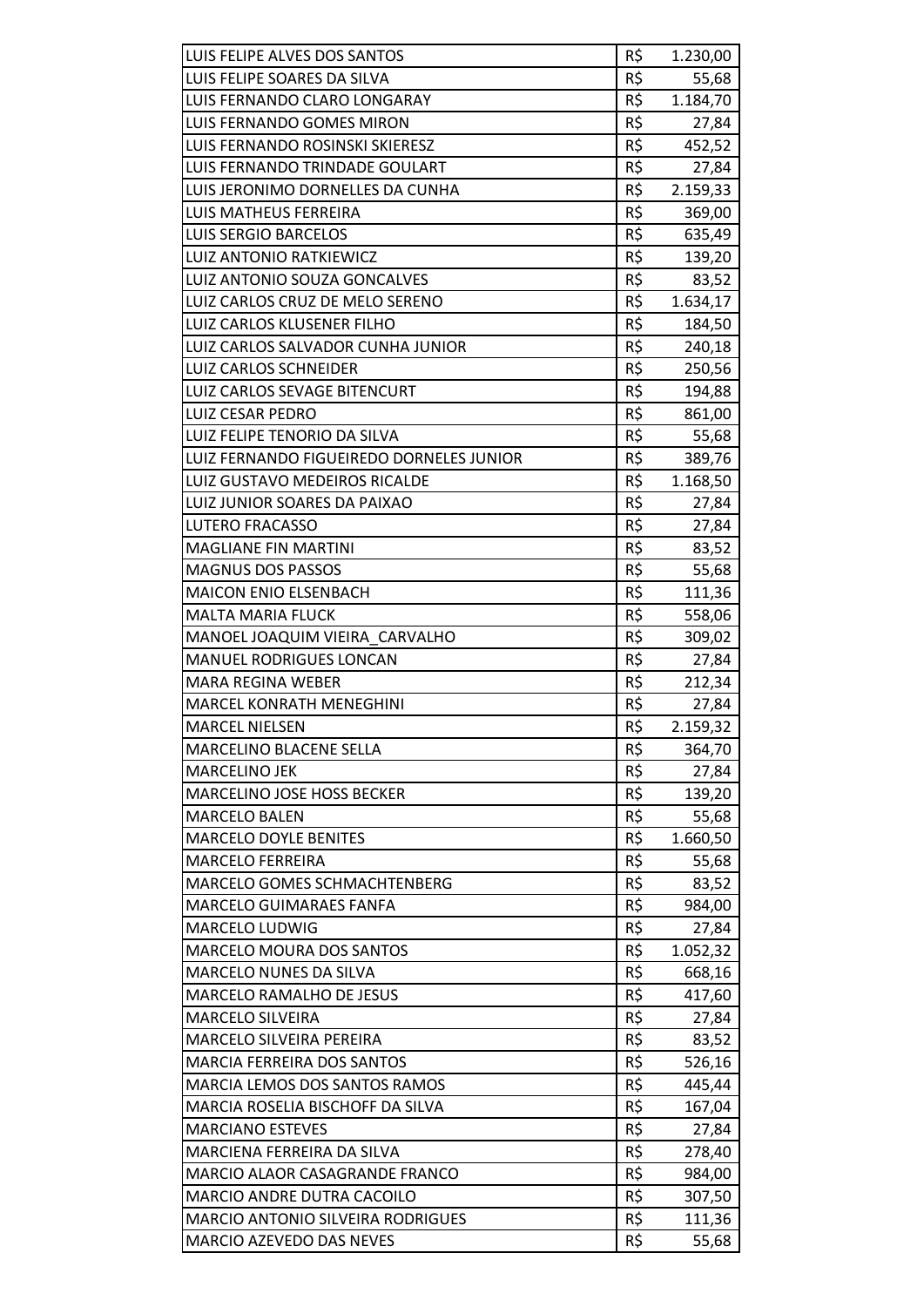| | | |
|---|---|---|
| LUIS FELIPE ALVES DOS SANTOS | R$ | 1.230,00 |
| LUIS FELIPE SOARES DA SILVA | R$ | 55,68 |
| LUIS FERNANDO CLARO LONGARAY | R$ | 1.184,70 |
| LUIS FERNANDO GOMES MIRON | R$ | 27,84 |
| LUIS FERNANDO ROSINSKI SKIERESZ | R$ | 452,52 |
| LUIS FERNANDO TRINDADE GOULART | R$ | 27,84 |
| LUIS JERONIMO DORNELLES DA CUNHA | R$ | 2.159,33 |
| LUIS MATHEUS FERREIRA | R$ | 369,00 |
| LUIS SERGIO BARCELOS | R$ | 635,49 |
| LUIZ ANTONIO RATKIEWICZ | R$ | 139,20 |
| LUIZ ANTONIO SOUZA GONCALVES | R$ | 83,52 |
| LUIZ CARLOS CRUZ DE MELO SERENO | R$ | 1.634,17 |
| LUIZ CARLOS KLUSENER FILHO | R$ | 184,50 |
| LUIZ CARLOS SALVADOR CUNHA JUNIOR | R$ | 240,18 |
| LUIZ CARLOS SCHNEIDER | R$ | 250,56 |
| LUIZ CARLOS SEVAGE BITENCURT | R$ | 194,88 |
| LUIZ CESAR PEDRO | R$ | 861,00 |
| LUIZ FELIPE TENORIO DA SILVA | R$ | 55,68 |
| LUIZ FERNANDO FIGUEIREDO DORNELES JUNIOR | R$ | 389,76 |
| LUIZ GUSTAVO MEDEIROS RICALDE | R$ | 1.168,50 |
| LUIZ JUNIOR SOARES DA PAIXAO | R$ | 27,84 |
| LUTERO FRACASSO | R$ | 27,84 |
| MAGLIANE FIN MARTINI | R$ | 83,52 |
| MAGNUS DOS PASSOS | R$ | 55,68 |
| MAICON ENIO ELSENBACH | R$ | 111,36 |
| MALTA MARIA FLUCK | R$ | 558,06 |
| MANOEL JOAQUIM VIEIRA_CARVALHO | R$ | 309,02 |
| MANUEL RODRIGUES LONCAN | R$ | 27,84 |
| MARA REGINA WEBER | R$ | 212,34 |
| MARCEL KONRATH MENEGHINI | R$ | 27,84 |
| MARCEL NIELSEN | R$ | 2.159,32 |
| MARCELINO BLACENE SELLA | R$ | 364,70 |
| MARCELINO JEK | R$ | 27,84 |
| MARCELINO JOSE HOSS BECKER | R$ | 139,20 |
| MARCELO BALEN | R$ | 55,68 |
| MARCELO DOYLE BENITES | R$ | 1.660,50 |
| MARCELO FERREIRA | R$ | 55,68 |
| MARCELO GOMES SCHMACHTENBERG | R$ | 83,52 |
| MARCELO GUIMARAES FANFA | R$ | 984,00 |
| MARCELO LUDWIG | R$ | 27,84 |
| MARCELO MOURA DOS SANTOS | R$ | 1.052,32 |
| MARCELO NUNES DA SILVA | R$ | 668,16 |
| MARCELO RAMALHO DE JESUS | R$ | 417,60 |
| MARCELO SILVEIRA | R$ | 27,84 |
| MARCELO SILVEIRA PEREIRA | R$ | 83,52 |
| MARCIA FERREIRA DOS SANTOS | R$ | 526,16 |
| MARCIA LEMOS DOS SANTOS RAMOS | R$ | 445,44 |
| MARCIA ROSELIA BISCHOFF DA SILVA | R$ | 167,04 |
| MARCIANO ESTEVES | R$ | 27,84 |
| MARCIENA FERREIRA DA SILVA | R$ | 278,40 |
| MARCIO ALAOR CASAGRANDE FRANCO | R$ | 984,00 |
| MARCIO ANDRE DUTRA CACOILO | R$ | 307,50 |
| MARCIO ANTONIO SILVEIRA RODRIGUES | R$ | 111,36 |
| MARCIO AZEVEDO DAS NEVES | R$ | 55,68 |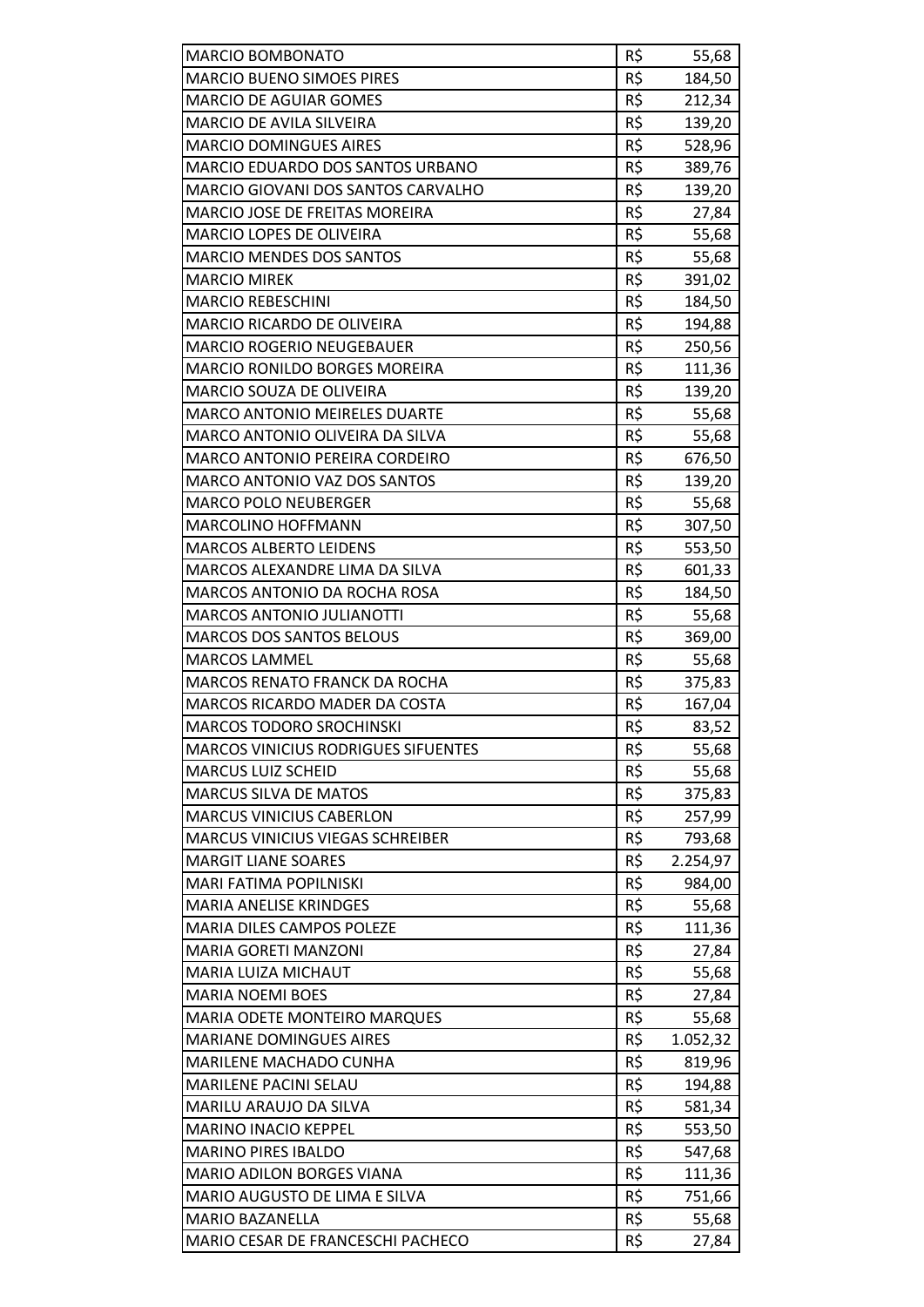| | | |
|---|---|---|
| MARCIO BOMBONATO | R$ | 55,68 |
| MARCIO BUENO SIMOES PIRES | R$ | 184,50 |
| MARCIO DE AGUIAR GOMES | R$ | 212,34 |
| MARCIO DE AVILA SILVEIRA | R$ | 139,20 |
| MARCIO DOMINGUES AIRES | R$ | 528,96 |
| MARCIO EDUARDO DOS SANTOS URBANO | R$ | 389,76 |
| MARCIO GIOVANI DOS SANTOS CARVALHO | R$ | 139,20 |
| MARCIO JOSE DE FREITAS MOREIRA | R$ | 27,84 |
| MARCIO LOPES DE OLIVEIRA | R$ | 55,68 |
| MARCIO MENDES DOS SANTOS | R$ | 55,68 |
| MARCIO MIREK | R$ | 391,02 |
| MARCIO REBESCHINI | R$ | 184,50 |
| MARCIO RICARDO DE OLIVEIRA | R$ | 194,88 |
| MARCIO ROGERIO NEUGEBAUER | R$ | 250,56 |
| MARCIO RONILDO BORGES MOREIRA | R$ | 111,36 |
| MARCIO SOUZA DE OLIVEIRA | R$ | 139,20 |
| MARCO ANTONIO MEIRELES DUARTE | R$ | 55,68 |
| MARCO ANTONIO OLIVEIRA DA SILVA | R$ | 55,68 |
| MARCO ANTONIO PEREIRA CORDEIRO | R$ | 676,50 |
| MARCO ANTONIO VAZ DOS SANTOS | R$ | 139,20 |
| MARCO POLO NEUBERGER | R$ | 55,68 |
| MARCOLINO HOFFMANN | R$ | 307,50 |
| MARCOS ALBERTO LEIDENS | R$ | 553,50 |
| MARCOS ALEXANDRE LIMA DA SILVA | R$ | 601,33 |
| MARCOS ANTONIO DA ROCHA ROSA | R$ | 184,50 |
| MARCOS ANTONIO JULIANOTTI | R$ | 55,68 |
| MARCOS DOS SANTOS BELOUS | R$ | 369,00 |
| MARCOS LAMMEL | R$ | 55,68 |
| MARCOS RENATO FRANCK DA ROCHA | R$ | 375,83 |
| MARCOS RICARDO MADER DA COSTA | R$ | 167,04 |
| MARCOS TODORO SROCHINSKI | R$ | 83,52 |
| MARCOS VINICIUS RODRIGUES SIFUENTES | R$ | 55,68 |
| MARCUS LUIZ SCHEID | R$ | 55,68 |
| MARCUS SILVA DE MATOS | R$ | 375,83 |
| MARCUS VINICIUS CABERLON | R$ | 257,99 |
| MARCUS VINICIUS VIEGAS SCHREIBER | R$ | 793,68 |
| MARGIT LIANE SOARES | R$ | 2.254,97 |
| MARI FATIMA POPILNISKI | R$ | 984,00 |
| MARIA ANELISE KRINDGES | R$ | 55,68 |
| MARIA DILES CAMPOS POLEZE | R$ | 111,36 |
| MARIA GORETI MANZONI | R$ | 27,84 |
| MARIA LUIZA MICHAUT | R$ | 55,68 |
| MARIA NOEMI BOES | R$ | 27,84 |
| MARIA ODETE MONTEIRO MARQUES | R$ | 55,68 |
| MARIANE DOMINGUES AIRES | R$ | 1.052,32 |
| MARILENE MACHADO CUNHA | R$ | 819,96 |
| MARILENE PACINI SELAU | R$ | 194,88 |
| MARILU ARAUJO DA SILVA | R$ | 581,34 |
| MARINO INACIO KEPPEL | R$ | 553,50 |
| MARINO PIRES IBALDO | R$ | 547,68 |
| MARIO ADILON BORGES VIANA | R$ | 111,36 |
| MARIO AUGUSTO DE LIMA E SILVA | R$ | 751,66 |
| MARIO BAZANELLA | R$ | 55,68 |
| MARIO CESAR DE FRANCESCHI PACHECO | R$ | 27,84 |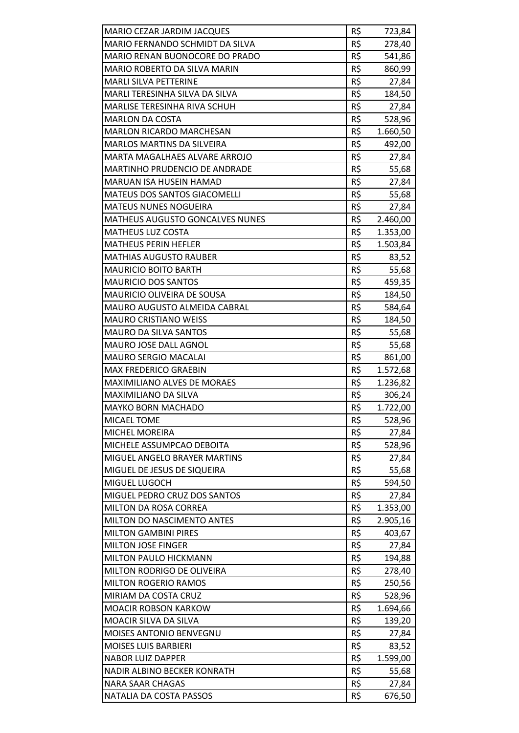| MARIO CEZAR JARDIM JACQUES | R$ | 723,84 |
|---|---|---|
| MARIO FERNANDO SCHMIDT DA SILVA | R$ | 278,40 |
| MARIO RENAN BUONOCORE DO PRADO | R$ | 541,86 |
| MARIO ROBERTO DA SILVA MARIN | R$ | 860,99 |
| MARLI SILVA PETTERINE | R$ | 27,84 |
| MARLI TERESINHA SILVA DA SILVA | R$ | 184,50 |
| MARLISE TERESINHA RIVA SCHUH | R$ | 27,84 |
| MARLON DA COSTA | R$ | 528,96 |
| MARLON RICARDO MARCHESAN | R$ | 1.660,50 |
| MARLOS MARTINS DA SILVEIRA | R$ | 492,00 |
| MARTA MAGALHAES ALVARE ARROJO | R$ | 27,84 |
| MARTINHO PRUDENCIO DE ANDRADE | R$ | 55,68 |
| MARUAN ISA HUSEIN HAMAD | R$ | 27,84 |
| MATEUS DOS SANTOS GIACOMELLI | R$ | 55,68 |
| MATEUS NUNES NOGUEIRA | R$ | 27,84 |
| MATHEUS AUGUSTO GONCALVES NUNES | R$ | 2.460,00 |
| MATHEUS LUZ COSTA | R$ | 1.353,00 |
| MATHEUS PERIN HEFLER | R$ | 1.503,84 |
| MATHIAS AUGUSTO RAUBER | R$ | 83,52 |
| MAURICIO BOITO BARTH | R$ | 55,68 |
| MAURICIO DOS SANTOS | R$ | 459,35 |
| MAURICIO OLIVEIRA DE SOUSA | R$ | 184,50 |
| MAURO AUGUSTO ALMEIDA CABRAL | R$ | 584,64 |
| MAURO CRISTIANO WEISS | R$ | 184,50 |
| MAURO DA SILVA SANTOS | R$ | 55,68 |
| MAURO JOSE DALL AGNOL | R$ | 55,68 |
| MAURO SERGIO MACALAI | R$ | 861,00 |
| MAX FREDERICO GRAEBIN | R$ | 1.572,68 |
| MAXIMILIANO ALVES DE MORAES | R$ | 1.236,82 |
| MAXIMILIANO DA SILVA | R$ | 306,24 |
| MAYKO BORN MACHADO | R$ | 1.722,00 |
| MICAEL TOME | R$ | 528,96 |
| MICHEL MOREIRA | R$ | 27,84 |
| MICHELE ASSUMPCAO DEBOITA | R$ | 528,96 |
| MIGUEL ANGELO BRAYER MARTINS | R$ | 27,84 |
| MIGUEL DE JESUS DE SIQUEIRA | R$ | 55,68 |
| MIGUEL LUGOCH | R$ | 594,50 |
| MIGUEL PEDRO CRUZ DOS SANTOS | R$ | 27,84 |
| MILTON DA ROSA CORREA | R$ | 1.353,00 |
| MILTON DO NASCIMENTO ANTES | R$ | 2.905,16 |
| MILTON GAMBINI PIRES | R$ | 403,67 |
| MILTON JOSE FINGER | R$ | 27,84 |
| MILTON PAULO HICKMANN | R$ | 194,88 |
| MILTON RODRIGO DE OLIVEIRA | R$ | 278,40 |
| MILTON ROGERIO RAMOS | R$ | 250,56 |
| MIRIAM DA COSTA CRUZ | R$ | 528,96 |
| MOACIR ROBSON KARKOW | R$ | 1.694,66 |
| MOACIR SILVA DA SILVA | R$ | 139,20 |
| MOISES ANTONIO BENVEGNU | R$ | 27,84 |
| MOISES LUIS BARBIERI | R$ | 83,52 |
| NABOR LUIZ DAPPER | R$ | 1.599,00 |
| NADIR ALBINO BECKER KONRATH | R$ | 55,68 |
| NARA SAAR CHAGAS | R$ | 27,84 |
| NATALIA DA COSTA PASSOS | R$ | 676,50 |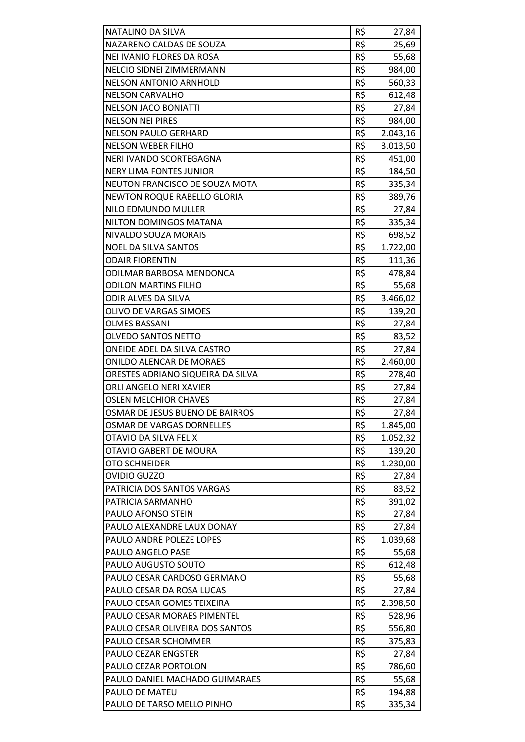| NATALINO DA SILVA | R$ | 27,84 |
|---|---|---|
| NAZARENO CALDAS DE SOUZA | R$ | 25,69 |
| NEI IVANIO FLORES DA ROSA | R$ | 55,68 |
| NELCIO SIDNEI ZIMMERMANN | R$ | 984,00 |
| NELSON ANTONIO ARNHOLD | R$ | 560,33 |
| NELSON CARVALHO | R$ | 612,48 |
| NELSON JACO BONIATTI | R$ | 27,84 |
| NELSON NEI PIRES | R$ | 984,00 |
| NELSON PAULO GERHARD | R$ | 2.043,16 |
| NELSON WEBER FILHO | R$ | 3.013,50 |
| NERI IVANDO SCORTEGAGNA | R$ | 451,00 |
| NERY LIMA FONTES JUNIOR | R$ | 184,50 |
| NEUTON FRANCISCO DE SOUZA MOTA | R$ | 335,34 |
| NEWTON ROQUE RABELLO GLORIA | R$ | 389,76 |
| NILO EDMUNDO MULLER | R$ | 27,84 |
| NILTON DOMINGOS MATANA | R$ | 335,34 |
| NIVALDO SOUZA MORAIS | R$ | 698,52 |
| NOEL DA SILVA SANTOS | R$ | 1.722,00 |
| ODAIR FIORENTIN | R$ | 111,36 |
| ODILMAR BARBOSA MENDONCA | R$ | 478,84 |
| ODILON MARTINS FILHO | R$ | 55,68 |
| ODIR ALVES DA SILVA | R$ | 3.466,02 |
| OLIVO DE VARGAS SIMOES | R$ | 139,20 |
| OLMES BASSANI | R$ | 27,84 |
| OLVEDO SANTOS NETTO | R$ | 83,52 |
| ONEIDE ADEL DA SILVA CASTRO | R$ | 27,84 |
| ONILDO ALENCAR DE MORAES | R$ | 2.460,00 |
| ORESTES ADRIANO SIQUEIRA DA SILVA | R$ | 278,40 |
| ORLI ANGELO NERI XAVIER | R$ | 27,84 |
| OSLEN MELCHIOR CHAVES | R$ | 27,84 |
| OSMAR DE JESUS BUENO DE BAIRROS | R$ | 27,84 |
| OSMAR DE VARGAS DORNELLES | R$ | 1.845,00 |
| OTAVIO DA SILVA FELIX | R$ | 1.052,32 |
| OTAVIO GABERT DE MOURA | R$ | 139,20 |
| OTO SCHNEIDER | R$ | 1.230,00 |
| OVIDIO GUZZO | R$ | 27,84 |
| PATRICIA DOS SANTOS VARGAS | R$ | 83,52 |
| PATRICIA SARMANHO | R$ | 391,02 |
| PAULO AFONSO STEIN | R$ | 27,84 |
| PAULO ALEXANDRE LAUX DONAY | R$ | 27,84 |
| PAULO ANDRE POLEZE LOPES | R$ | 1.039,68 |
| PAULO ANGELO PASE | R$ | 55,68 |
| PAULO AUGUSTO SOUTO | R$ | 612,48 |
| PAULO CESAR CARDOSO GERMANO | R$ | 55,68 |
| PAULO CESAR DA ROSA LUCAS | R$ | 27,84 |
| PAULO CESAR GOMES TEIXEIRA | R$ | 2.398,50 |
| PAULO CESAR MORAES PIMENTEL | R$ | 528,96 |
| PAULO CESAR OLIVEIRA DOS SANTOS | R$ | 556,80 |
| PAULO CESAR SCHOMMER | R$ | 375,83 |
| PAULO CEZAR ENGSTER | R$ | 27,84 |
| PAULO CEZAR PORTOLON | R$ | 786,60 |
| PAULO DANIEL MACHADO GUIMARAES | R$ | 55,68 |
| PAULO DE MATEU | R$ | 194,88 |
| PAULO DE TARSO MELLO PINHO | R$ | 335,34 |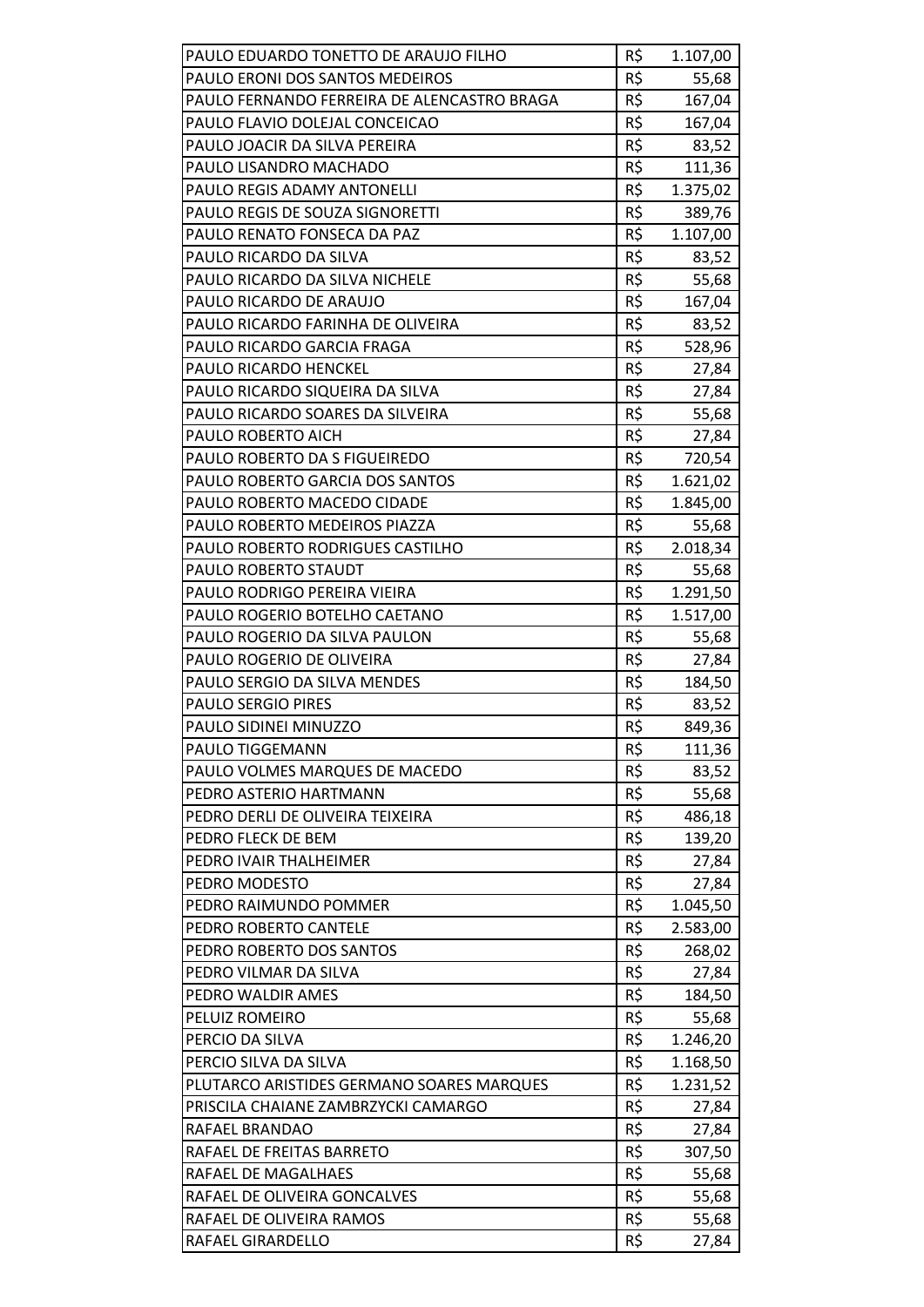| | | |
|---|---|---|
| PAULO EDUARDO TONETTO DE ARAUJO FILHO | R$ | 1.107,00 |
| PAULO ERONI DOS SANTOS MEDEIROS | R$ | 55,68 |
| PAULO FERNANDO FERREIRA DE ALENCASTRO BRAGA | R$ | 167,04 |
| PAULO FLAVIO DOLEJAL CONCEICAO | R$ | 167,04 |
| PAULO JOACIR DA SILVA PEREIRA | R$ | 83,52 |
| PAULO LISANDRO MACHADO | R$ | 111,36 |
| PAULO REGIS ADAMY ANTONELLI | R$ | 1.375,02 |
| PAULO REGIS DE SOUZA SIGNORETTI | R$ | 389,76 |
| PAULO RENATO FONSECA DA PAZ | R$ | 1.107,00 |
| PAULO RICARDO DA SILVA | R$ | 83,52 |
| PAULO RICARDO DA SILVA NICHELE | R$ | 55,68 |
| PAULO RICARDO DE ARAUJO | R$ | 167,04 |
| PAULO RICARDO FARINHA DE OLIVEIRA | R$ | 83,52 |
| PAULO RICARDO GARCIA FRAGA | R$ | 528,96 |
| PAULO RICARDO HENCKEL | R$ | 27,84 |
| PAULO RICARDO SIQUEIRA DA SILVA | R$ | 27,84 |
| PAULO RICARDO SOARES DA SILVEIRA | R$ | 55,68 |
| PAULO ROBERTO AICH | R$ | 27,84 |
| PAULO ROBERTO DA S FIGUEIREDO | R$ | 720,54 |
| PAULO ROBERTO GARCIA DOS SANTOS | R$ | 1.621,02 |
| PAULO ROBERTO MACEDO CIDADE | R$ | 1.845,00 |
| PAULO ROBERTO MEDEIROS PIAZZA | R$ | 55,68 |
| PAULO ROBERTO RODRIGUES CASTILHO | R$ | 2.018,34 |
| PAULO ROBERTO STAUDT | R$ | 55,68 |
| PAULO RODRIGO PEREIRA VIEIRA | R$ | 1.291,50 |
| PAULO ROGERIO BOTELHO CAETANO | R$ | 1.517,00 |
| PAULO ROGERIO DA SILVA PAULON | R$ | 55,68 |
| PAULO ROGERIO DE OLIVEIRA | R$ | 27,84 |
| PAULO SERGIO DA SILVA MENDES | R$ | 184,50 |
| PAULO SERGIO PIRES | R$ | 83,52 |
| PAULO SIDINEI MINUZZO | R$ | 849,36 |
| PAULO TIGGEMANN | R$ | 111,36 |
| PAULO VOLMES MARQUES DE MACEDO | R$ | 83,52 |
| PEDRO ASTERIO HARTMANN | R$ | 55,68 |
| PEDRO DERLI DE OLIVEIRA TEIXEIRA | R$ | 486,18 |
| PEDRO FLECK DE BEM | R$ | 139,20 |
| PEDRO IVAIR THALHEIMER | R$ | 27,84 |
| PEDRO MODESTO | R$ | 27,84 |
| PEDRO RAIMUNDO POMMER | R$ | 1.045,50 |
| PEDRO ROBERTO CANTELE | R$ | 2.583,00 |
| PEDRO ROBERTO DOS SANTOS | R$ | 268,02 |
| PEDRO VILMAR DA SILVA | R$ | 27,84 |
| PEDRO WALDIR AMES | R$ | 184,50 |
| PELUIZ ROMEIRO | R$ | 55,68 |
| PERCIO DA SILVA | R$ | 1.246,20 |
| PERCIO SILVA DA SILVA | R$ | 1.168,50 |
| PLUTARCO ARISTIDES GERMANO SOARES MARQUES | R$ | 1.231,52 |
| PRISCILA CHAIANE ZAMBRZYCKI CAMARGO | R$ | 27,84 |
| RAFAEL BRANDAO | R$ | 27,84 |
| RAFAEL DE FREITAS BARRETO | R$ | 307,50 |
| RAFAEL DE MAGALHAES | R$ | 55,68 |
| RAFAEL DE OLIVEIRA GONCALVES | R$ | 55,68 |
| RAFAEL DE OLIVEIRA RAMOS | R$ | 55,68 |
| RAFAEL GIRARDELLO | R$ | 27,84 |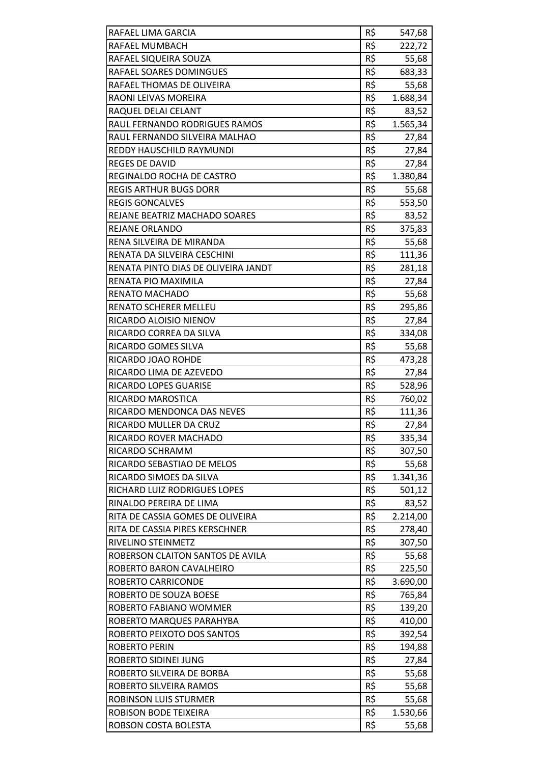| | | |
|---|---|---|
| RAFAEL LIMA GARCIA | R$ | 547,68 |
| RAFAEL MUMBACH | R$ | 222,72 |
| RAFAEL SIQUEIRA SOUZA | R$ | 55,68 |
| RAFAEL SOARES DOMINGUES | R$ | 683,33 |
| RAFAEL THOMAS DE OLIVEIRA | R$ | 55,68 |
| RAONI LEIVAS MOREIRA | R$ | 1.688,34 |
| RAQUEL DELAI CELANT | R$ | 83,52 |
| RAUL FERNANDO RODRIGUES RAMOS | R$ | 1.565,34 |
| RAUL FERNANDO SILVEIRA MALHAO | R$ | 27,84 |
| REDDY HAUSCHILD RAYMUNDI | R$ | 27,84 |
| REGES DE DAVID | R$ | 27,84 |
| REGINALDO ROCHA DE CASTRO | R$ | 1.380,84 |
| REGIS ARTHUR BUGS DORR | R$ | 55,68 |
| REGIS GONCALVES | R$ | 553,50 |
| REJANE BEATRIZ MACHADO SOARES | R$ | 83,52 |
| REJANE ORLANDO | R$ | 375,83 |
| RENA SILVEIRA DE MIRANDA | R$ | 55,68 |
| RENATA DA SILVEIRA CESCHINI | R$ | 111,36 |
| RENATA PINTO DIAS DE OLIVEIRA JANDT | R$ | 281,18 |
| RENATA PIO MAXIMILA | R$ | 27,84 |
| RENATO MACHADO | R$ | 55,68 |
| RENATO SCHERER MELLEU | R$ | 295,86 |
| RICARDO ALOISIO NIENOV | R$ | 27,84 |
| RICARDO CORREA DA SILVA | R$ | 334,08 |
| RICARDO GOMES SILVA | R$ | 55,68 |
| RICARDO JOAO ROHDE | R$ | 473,28 |
| RICARDO LIMA DE AZEVEDO | R$ | 27,84 |
| RICARDO LOPES GUARISE | R$ | 528,96 |
| RICARDO MAROSTICA | R$ | 760,02 |
| RICARDO MENDONCA DAS NEVES | R$ | 111,36 |
| RICARDO MULLER DA CRUZ | R$ | 27,84 |
| RICARDO ROVER MACHADO | R$ | 335,34 |
| RICARDO SCHRAMM | R$ | 307,50 |
| RICARDO SEBASTIAO DE MELOS | R$ | 55,68 |
| RICARDO SIMOES DA SILVA | R$ | 1.341,36 |
| RICHARD LUIZ RODRIGUES LOPES | R$ | 501,12 |
| RINALDO PEREIRA DE LIMA | R$ | 83,52 |
| RITA DE CASSIA GOMES DE OLIVEIRA | R$ | 2.214,00 |
| RITA DE CASSIA PIRES KERSCHNER | R$ | 278,40 |
| RIVELINO STEINMETZ | R$ | 307,50 |
| ROBERSON CLAITON SANTOS DE AVILA | R$ | 55,68 |
| ROBERTO BARON CAVALHEIRO | R$ | 225,50 |
| ROBERTO CARRICONDE | R$ | 3.690,00 |
| ROBERTO DE SOUZA BOESE | R$ | 765,84 |
| ROBERTO FABIANO WOMMER | R$ | 139,20 |
| ROBERTO MARQUES PARAHYBA | R$ | 410,00 |
| ROBERTO PEIXOTO DOS SANTOS | R$ | 392,54 |
| ROBERTO PERIN | R$ | 194,88 |
| ROBERTO SIDINEI JUNG | R$ | 27,84 |
| ROBERTO SILVEIRA DE BORBA | R$ | 55,68 |
| ROBERTO SILVEIRA RAMOS | R$ | 55,68 |
| ROBINSON LUIS STURMER | R$ | 55,68 |
| ROBISON BODE TEIXEIRA | R$ | 1.530,66 |
| ROBSON COSTA BOLESTA | R$ | 55,68 |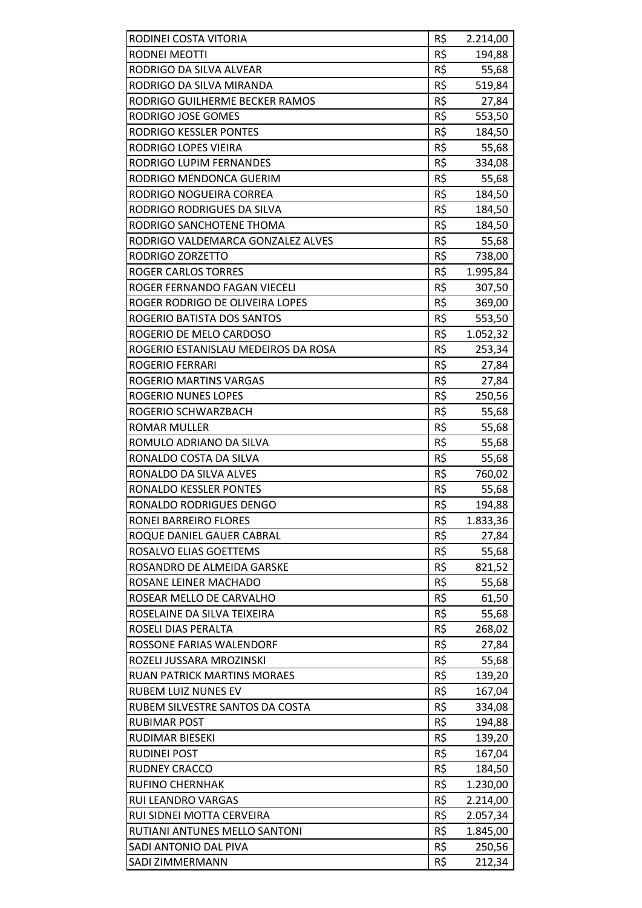| | | |
|---|---|---|
| RODINEI COSTA VITORIA | R$ | 2.214,00 |
| RODNEI MEOTTI | R$ | 194,88 |
| RODRIGO DA SILVA ALVEAR | R$ | 55,68 |
| RODRIGO DA SILVA MIRANDA | R$ | 519,84 |
| RODRIGO GUILHERME BECKER RAMOS | R$ | 27,84 |
| RODRIGO JOSE GOMES | R$ | 553,50 |
| RODRIGO KESSLER PONTES | R$ | 184,50 |
| RODRIGO LOPES VIEIRA | R$ | 55,68 |
| RODRIGO LUPIM FERNANDES | R$ | 334,08 |
| RODRIGO MENDONCA GUERIM | R$ | 55,68 |
| RODRIGO NOGUEIRA CORREA | R$ | 184,50 |
| RODRIGO RODRIGUES DA SILVA | R$ | 184,50 |
| RODRIGO SANCHOTENE THOMA | R$ | 184,50 |
| RODRIGO VALDEMARCA GONZALEZ ALVES | R$ | 55,68 |
| RODRIGO ZORZETTO | R$ | 738,00 |
| ROGER CARLOS TORRES | R$ | 1.995,84 |
| ROGER FERNANDO FAGAN VIECELI | R$ | 307,50 |
| ROGER RODRIGO DE OLIVEIRA LOPES | R$ | 369,00 |
| ROGERIO BATISTA DOS SANTOS | R$ | 553,50 |
| ROGERIO DE MELO CARDOSO | R$ | 1.052,32 |
| ROGERIO ESTANISLAU MEDEIROS DA ROSA | R$ | 253,34 |
| ROGERIO FERRARI | R$ | 27,84 |
| ROGERIO MARTINS VARGAS | R$ | 27,84 |
| ROGERIO NUNES LOPES | R$ | 250,56 |
| ROGERIO SCHWARZBACH | R$ | 55,68 |
| ROMAR MULLER | R$ | 55,68 |
| ROMULO ADRIANO DA SILVA | R$ | 55,68 |
| RONALDO COSTA DA SILVA | R$ | 55,68 |
| RONALDO DA SILVA ALVES | R$ | 760,02 |
| RONALDO KESSLER PONTES | R$ | 55,68 |
| RONALDO RODRIGUES DENGO | R$ | 194,88 |
| RONEI BARREIRO FLORES | R$ | 1.833,36 |
| ROQUE DANIEL GAUER CABRAL | R$ | 27,84 |
| ROSALVO ELIAS GOETTEMS | R$ | 55,68 |
| ROSANDRO DE ALMEIDA GARSKE | R$ | 821,52 |
| ROSANE LEINER MACHADO | R$ | 55,68 |
| ROSEAR MELLO DE CARVALHO | R$ | 61,50 |
| ROSELAINE DA SILVA TEIXEIRA | R$ | 55,68 |
| ROSELI DIAS PERALTA | R$ | 268,02 |
| ROSSONE FARIAS WALENDORF | R$ | 27,84 |
| ROZELI JUSSARA MROZINSKI | R$ | 55,68 |
| RUAN PATRICK MARTINS MORAES | R$ | 139,20 |
| RUBEM LUIZ NUNES EV | R$ | 167,04 |
| RUBEM SILVESTRE SANTOS DA COSTA | R$ | 334,08 |
| RUBIMAR POST | R$ | 194,88 |
| RUDIMAR BIESEKI | R$ | 139,20 |
| RUDINEI POST | R$ | 167,04 |
| RUDNEY CRACCO | R$ | 184,50 |
| RUFINO CHERNHAK | R$ | 1.230,00 |
| RUI LEANDRO VARGAS | R$ | 2.214,00 |
| RUI SIDNEI MOTTA CERVEIRA | R$ | 2.057,34 |
| RUTIANI ANTUNES MELLO SANTONI | R$ | 1.845,00 |
| SADI ANTONIO DAL PIVA | R$ | 250,56 |
| SADI ZIMMERMANN | R$ | 212,34 |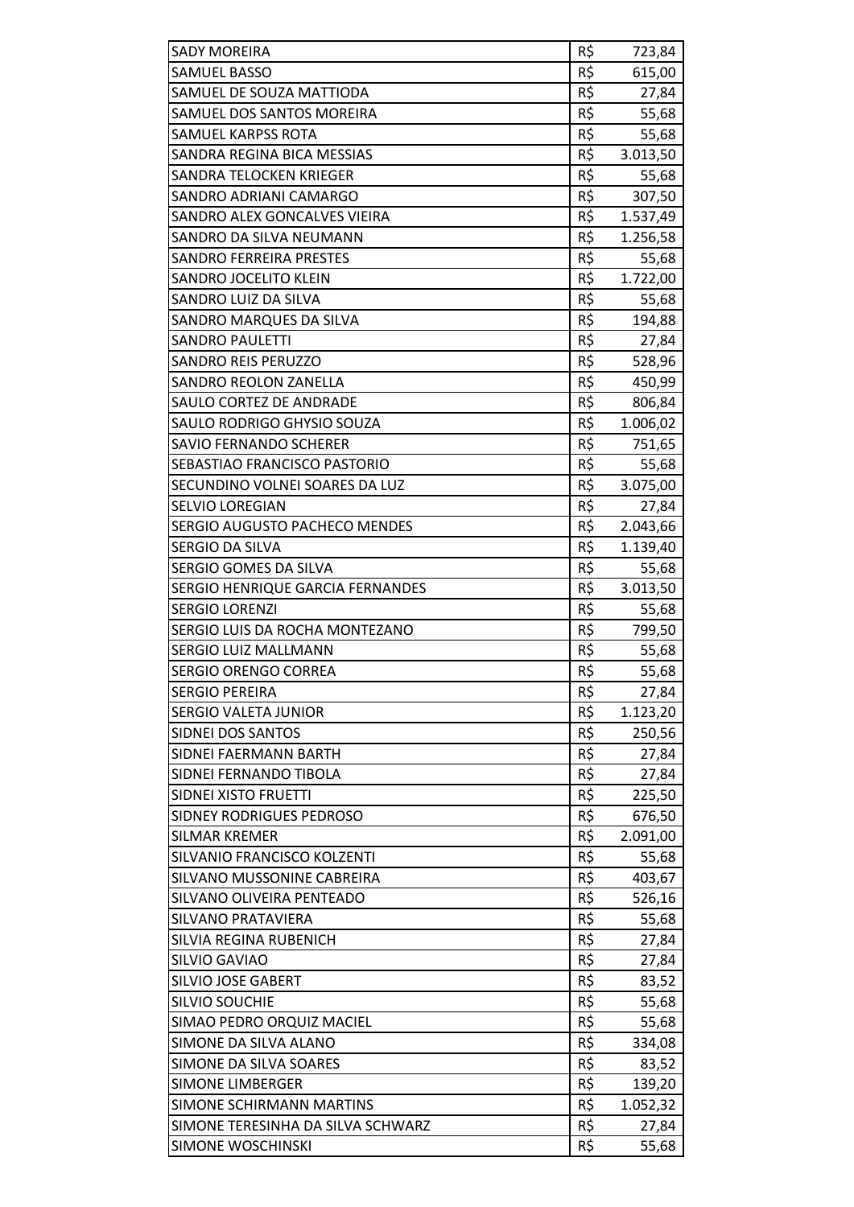| | | |
|---|---|---|
| SADY MOREIRA | R$ | 723,84 |
| SAMUEL BASSO | R$ | 615,00 |
| SAMUEL DE SOUZA MATTIODA | R$ | 27,84 |
| SAMUEL DOS SANTOS MOREIRA | R$ | 55,68 |
| SAMUEL KARPSS ROTA | R$ | 55,68 |
| SANDRA REGINA BICA MESSIAS | R$ | 3.013,50 |
| SANDRA TELOCKEN KRIEGER | R$ | 55,68 |
| SANDRO ADRIANI CAMARGO | R$ | 307,50 |
| SANDRO ALEX GONCALVES VIEIRA | R$ | 1.537,49 |
| SANDRO DA SILVA NEUMANN | R$ | 1.256,58 |
| SANDRO FERREIRA PRESTES | R$ | 55,68 |
| SANDRO JOCELITO KLEIN | R$ | 1.722,00 |
| SANDRO LUIZ DA SILVA | R$ | 55,68 |
| SANDRO MARQUES DA SILVA | R$ | 194,88 |
| SANDRO PAULETTI | R$ | 27,84 |
| SANDRO REIS PERUZZO | R$ | 528,96 |
| SANDRO REOLON ZANELLA | R$ | 450,99 |
| SAULO CORTEZ DE ANDRADE | R$ | 806,84 |
| SAULO RODRIGO GHYSIO SOUZA | R$ | 1.006,02 |
| SAVIO FERNANDO SCHERER | R$ | 751,65 |
| SEBASTIAO FRANCISCO PASTORIO | R$ | 55,68 |
| SECUNDINO VOLNEI SOARES DA LUZ | R$ | 3.075,00 |
| SELVIO LOREGIAN | R$ | 27,84 |
| SERGIO AUGUSTO PACHECO MENDES | R$ | 2.043,66 |
| SERGIO DA SILVA | R$ | 1.139,40 |
| SERGIO GOMES DA SILVA | R$ | 55,68 |
| SERGIO HENRIQUE GARCIA FERNANDES | R$ | 3.013,50 |
| SERGIO LORENZI | R$ | 55,68 |
| SERGIO LUIS DA ROCHA MONTEZANO | R$ | 799,50 |
| SERGIO LUIZ MALLMANN | R$ | 55,68 |
| SERGIO ORENGO CORREA | R$ | 55,68 |
| SERGIO PEREIRA | R$ | 27,84 |
| SERGIO VALETA JUNIOR | R$ | 1.123,20 |
| SIDNEI DOS SANTOS | R$ | 250,56 |
| SIDNEI FAERMANN BARTH | R$ | 27,84 |
| SIDNEI FERNANDO TIBOLA | R$ | 27,84 |
| SIDNEI XISTO FRUETTI | R$ | 225,50 |
| SIDNEY RODRIGUES PEDROSO | R$ | 676,50 |
| SILMAR KREMER | R$ | 2.091,00 |
| SILVANIO FRANCISCO KOLZENTI | R$ | 55,68 |
| SILVANO MUSSONINE CABREIRA | R$ | 403,67 |
| SILVANO OLIVEIRA PENTEADO | R$ | 526,16 |
| SILVANO PRATAVIERA | R$ | 55,68 |
| SILVIA REGINA RUBENICH | R$ | 27,84 |
| SILVIO GAVIAO | R$ | 27,84 |
| SILVIO JOSE GABERT | R$ | 83,52 |
| SILVIO SOUCHIE | R$ | 55,68 |
| SIMAO PEDRO ORQUIZ MACIEL | R$ | 55,68 |
| SIMONE DA SILVA ALANO | R$ | 334,08 |
| SIMONE DA SILVA SOARES | R$ | 83,52 |
| SIMONE LIMBERGER | R$ | 139,20 |
| SIMONE SCHIRMANN MARTINS | R$ | 1.052,32 |
| SIMONE TERESINHA DA SILVA SCHWARZ | R$ | 27,84 |
| SIMONE WOSCHINSKI | R$ | 55,68 |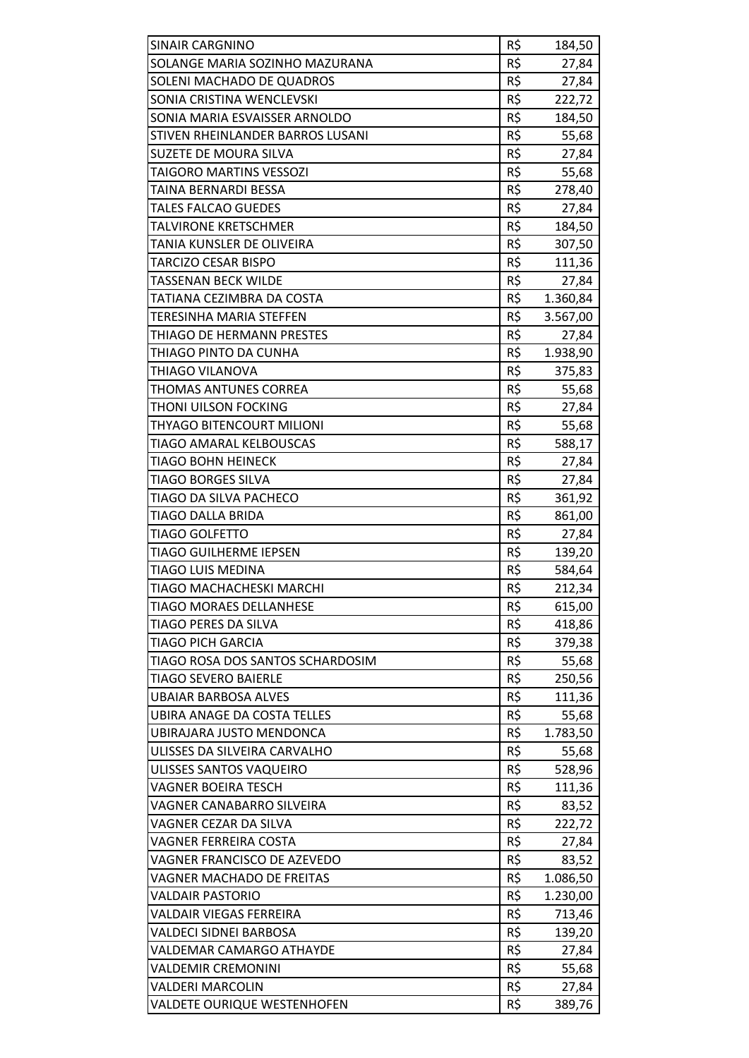| | | |
|---|---|---|
| SINAIR CARGNINO | R$ | 184,50 |
| SOLANGE MARIA SOZINHO MAZURANA | R$ | 27,84 |
| SOLENI MACHADO DE QUADROS | R$ | 27,84 |
| SONIA CRISTINA WENCLEVSKI | R$ | 222,72 |
| SONIA MARIA ESVAISSER ARNOLDO | R$ | 184,50 |
| STIVEN RHEINLANDER BARROS LUSANI | R$ | 55,68 |
| SUZETE DE MOURA SILVA | R$ | 27,84 |
| TAIGORO MARTINS VESSOZI | R$ | 55,68 |
| TAINA BERNARDI BESSA | R$ | 278,40 |
| TALES FALCAO GUEDES | R$ | 27,84 |
| TALVIRONE KRETSCHMER | R$ | 184,50 |
| TANIA KUNSLER DE OLIVEIRA | R$ | 307,50 |
| TARCIZO CESAR BISPO | R$ | 111,36 |
| TASSENAN BECK WILDE | R$ | 27,84 |
| TATIANA CEZIMBRA DA COSTA | R$ | 1.360,84 |
| TERESINHA MARIA STEFFEN | R$ | 3.567,00 |
| THIAGO DE HERMANN PRESTES | R$ | 27,84 |
| THIAGO PINTO DA CUNHA | R$ | 1.938,90 |
| THIAGO VILANOVA | R$ | 375,83 |
| THOMAS ANTUNES CORREA | R$ | 55,68 |
| THONI UILSON FOCKING | R$ | 27,84 |
| THYAGO BITENCOURT MILIONI | R$ | 55,68 |
| TIAGO AMARAL KELBOUSCAS | R$ | 588,17 |
| TIAGO BOHN HEINECK | R$ | 27,84 |
| TIAGO BORGES SILVA | R$ | 27,84 |
| TIAGO DA SILVA PACHECO | R$ | 361,92 |
| TIAGO DALLA BRIDA | R$ | 861,00 |
| TIAGO GOLFETTO | R$ | 27,84 |
| TIAGO GUILHERME IEPSEN | R$ | 139,20 |
| TIAGO LUIS MEDINA | R$ | 584,64 |
| TIAGO MACHACHESKI MARCHI | R$ | 212,34 |
| TIAGO MORAES DELLANHESE | R$ | 615,00 |
| TIAGO PERES DA SILVA | R$ | 418,86 |
| TIAGO PICH GARCIA | R$ | 379,38 |
| TIAGO ROSA DOS SANTOS SCHARDOSIM | R$ | 55,68 |
| TIAGO SEVERO BAIERLE | R$ | 250,56 |
| UBAIAR BARBOSA ALVES | R$ | 111,36 |
| UBIRA ANAGE DA COSTA TELLES | R$ | 55,68 |
| UBIRAJARA JUSTO MENDONCA | R$ | 1.783,50 |
| ULISSES DA SILVEIRA CARVALHO | R$ | 55,68 |
| ULISSES SANTOS VAQUEIRO | R$ | 528,96 |
| VAGNER BOEIRA TESCH | R$ | 111,36 |
| VAGNER CANABARRO SILVEIRA | R$ | 83,52 |
| VAGNER CEZAR DA SILVA | R$ | 222,72 |
| VAGNER FERREIRA COSTA | R$ | 27,84 |
| VAGNER FRANCISCO DE AZEVEDO | R$ | 83,52 |
| VAGNER MACHADO DE FREITAS | R$ | 1.086,50 |
| VALDAIR PASTORIO | R$ | 1.230,00 |
| VALDAIR VIEGAS FERREIRA | R$ | 713,46 |
| VALDECI SIDNEI BARBOSA | R$ | 139,20 |
| VALDEMAR CAMARGO ATHAYDE | R$ | 27,84 |
| VALDEMIR CREMONINI | R$ | 55,68 |
| VALDERI MARCOLIN | R$ | 27,84 |
| VALDETE OURIQUE WESTENHOFEN | R$ | 389,76 |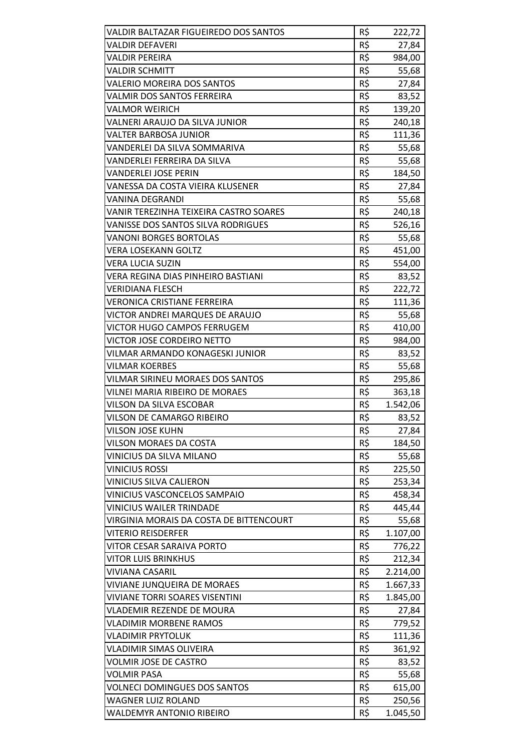| | | |
|---|---|---|
| VALDIR BALTAZAR FIGUEIREDO DOS SANTOS | R$ | 222,72 |
| VALDIR DEFAVERI | R$ | 27,84 |
| VALDIR PEREIRA | R$ | 984,00 |
| VALDIR SCHMITT | R$ | 55,68 |
| VALERIO MOREIRA DOS SANTOS | R$ | 27,84 |
| VALMIR DOS SANTOS FERREIRA | R$ | 83,52 |
| VALMOR WEIRICH | R$ | 139,20 |
| VALNERI ARAUJO DA SILVA JUNIOR | R$ | 240,18 |
| VALTER BARBOSA JUNIOR | R$ | 111,36 |
| VANDERLEI DA SILVA SOMMARIVA | R$ | 55,68 |
| VANDERLEI FERREIRA DA SILVA | R$ | 55,68 |
| VANDERLEI JOSE PERIN | R$ | 184,50 |
| VANESSA DA COSTA VIEIRA KLUSENER | R$ | 27,84 |
| VANINA DEGRANDI | R$ | 55,68 |
| VANIR TEREZINHA TEIXEIRA CASTRO SOARES | R$ | 240,18 |
| VANISSE DOS SANTOS SILVA RODRIGUES | R$ | 526,16 |
| VANONI BORGES BORTOLAS | R$ | 55,68 |
| VERA LOSEKANN GOLTZ | R$ | 451,00 |
| VERA LUCIA SUZIN | R$ | 554,00 |
| VERA REGINA DIAS PINHEIRO BASTIANI | R$ | 83,52 |
| VERIDIANA FLESCH | R$ | 222,72 |
| VERONICA CRISTIANE FERREIRA | R$ | 111,36 |
| VICTOR ANDREI MARQUES DE ARAUJO | R$ | 55,68 |
| VICTOR HUGO CAMPOS FERRUGEM | R$ | 410,00 |
| VICTOR JOSE CORDEIRO NETTO | R$ | 984,00 |
| VILMAR ARMANDO KONAGESKI JUNIOR | R$ | 83,52 |
| VILMAR KOERBES | R$ | 55,68 |
| VILMAR SIRINEU MORAES DOS SANTOS | R$ | 295,86 |
| VILNEI MARIA RIBEIRO DE MORAES | R$ | 363,18 |
| VILSON DA SILVA ESCOBAR | R$ | 1.542,06 |
| VILSON DE CAMARGO RIBEIRO | R$ | 83,52 |
| VILSON JOSE KUHN | R$ | 27,84 |
| VILSON MORAES DA COSTA | R$ | 184,50 |
| VINICIUS DA SILVA MILANO | R$ | 55,68 |
| VINICIUS ROSSI | R$ | 225,50 |
| VINICIUS SILVA CALIERON | R$ | 253,34 |
| VINICIUS VASCONCELOS SAMPAIO | R$ | 458,34 |
| VINICIUS WAILER TRINDADE | R$ | 445,44 |
| VIRGINIA MORAIS DA COSTA DE BITTENCOURT | R$ | 55,68 |
| VITERIO REISDERFER | R$ | 1.107,00 |
| VITOR CESAR SARAIVA PORTO | R$ | 776,22 |
| VITOR LUIS BRINKHUS | R$ | 212,34 |
| VIVIANA CASARIL | R$ | 2.214,00 |
| VIVIANE JUNQUEIRA DE MORAES | R$ | 1.667,33 |
| VIVIANE TORRI SOARES VISENTINI | R$ | 1.845,00 |
| VLADEMIR REZENDE DE MOURA | R$ | 27,84 |
| VLADIMIR MORBENE RAMOS | R$ | 779,52 |
| VLADIMIR PRYTOLUK | R$ | 111,36 |
| VLADIMIR SIMAS OLIVEIRA | R$ | 361,92 |
| VOLMIR JOSE DE CASTRO | R$ | 83,52 |
| VOLMIR PASA | R$ | 55,68 |
| VOLNECI DOMINGUES DOS SANTOS | R$ | 615,00 |
| WAGNER LUIZ ROLAND | R$ | 250,56 |
| WALDEMYR ANTONIO RIBEIRO | R$ | 1.045,50 |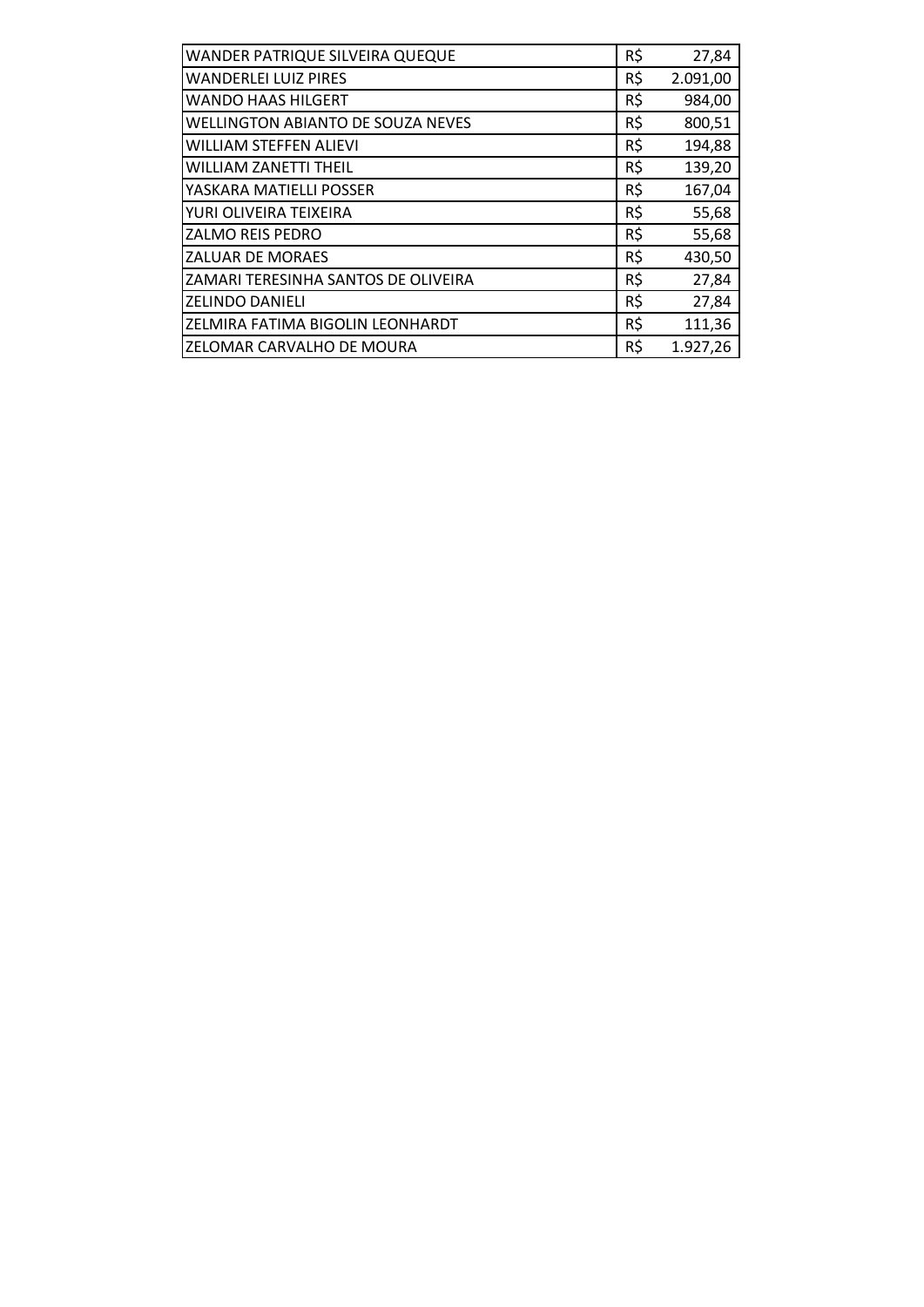| | | |
|---|---|---|
| WANDER PATRIQUE SILVEIRA QUEQUE | R$ | 27,84 |
| WANDERLEI LUIZ PIRES | R$ | 2.091,00 |
| WANDO HAAS HILGERT | R$ | 984,00 |
| WELLINGTON ABIANTO DE SOUZA NEVES | R$ | 800,51 |
| WILLIAM STEFFEN ALIEVI | R$ | 194,88 |
| WILLIAM ZANETTI THEIL | R$ | 139,20 |
| YASKARA MATIELLI POSSER | R$ | 167,04 |
| YURI OLIVEIRA TEIXEIRA | R$ | 55,68 |
| ZALMO REIS PEDRO | R$ | 55,68 |
| ZALUAR DE MORAES | R$ | 430,50 |
| ZAMARI TERESINHA SANTOS DE OLIVEIRA | R$ | 27,84 |
| ZELINDO DANIELI | R$ | 27,84 |
| ZELMIRA FATIMA BIGOLIN LEONHARDT | R$ | 111,36 |
| ZELOMAR CARVALHO DE MOURA | R$ | 1.927,26 |